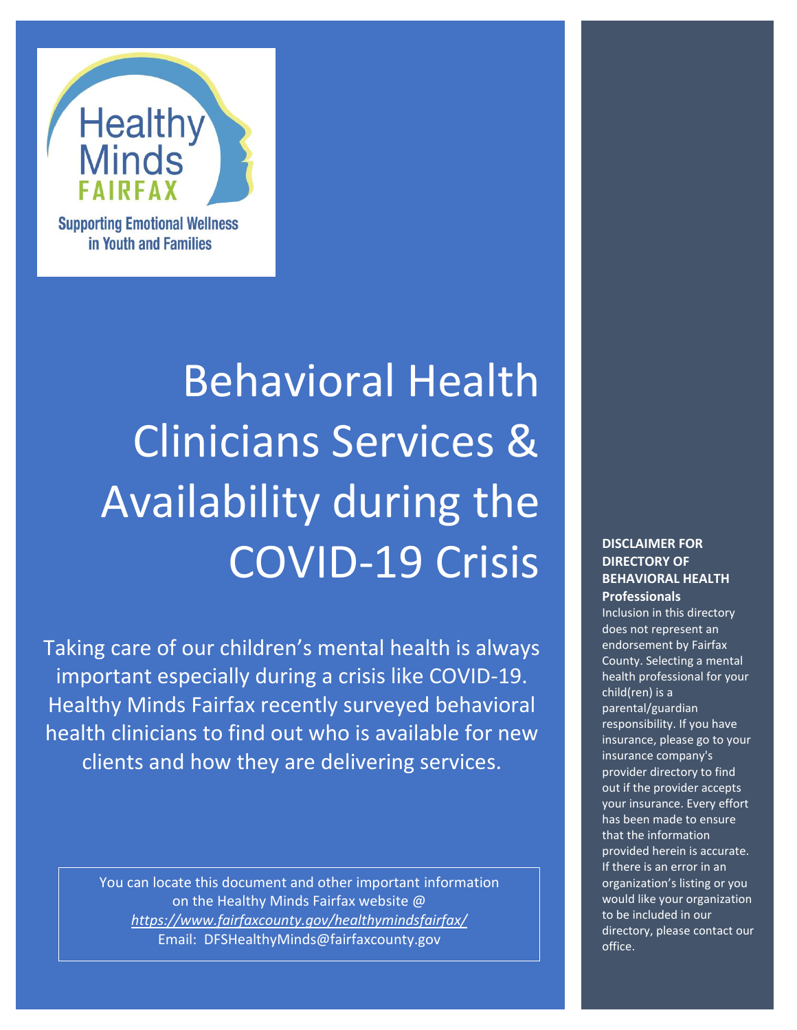Healthy Minds FAIRFAX

Supporting Emotional Wellness in Youth and Families

# Behavioral Health Clinicians Services & Availability during the COVID-19 Crisis

Taking care of our children's mental health is always important especially during a crisis like COVID-19. Healthy Minds Fairfax recently surveyed behavioral health clinicians to find out who is available for new clients and how they are delivering services.

You can locate this document and other important information on the Healthy Minds Fairfax website @ *https://www.fairfaxcounty.gov/healthymindsfairfax/*
Email: DFSHealthyMinds@fairfaxcounty.gov

**DISCLAIMER FOR DIRECTORY OF BEHAVIORAL HEALTH Professionals**

Inclusion in this directory does not represent an endorsement by Fairfax County. Selecting a mental health professional for your child(ren) is a parental/guardian responsibility. If you have insurance, please go to your insurance company's provider directory to find out if the provider accepts your insurance. Every effort has been made to ensure that the information provided herein is accurate. If there is an error in an organization's listing or you would like your organization to be included in our directory, please contact our office.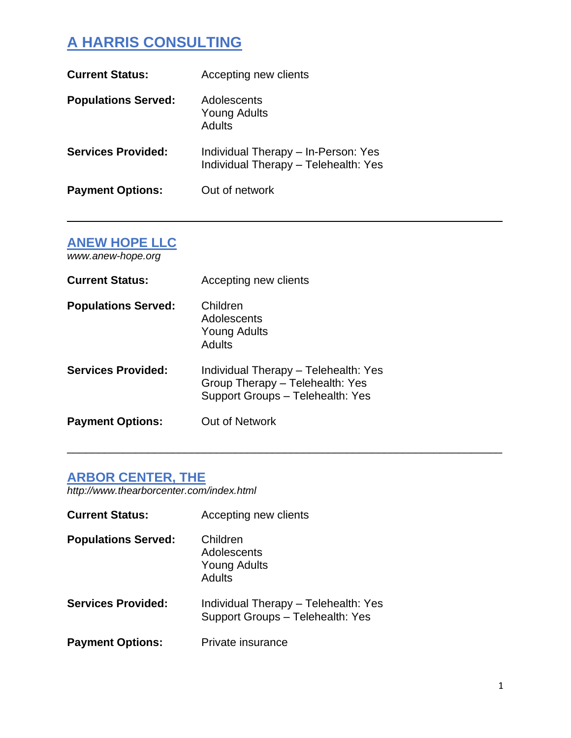## A HARRIS CONSULTING

**Current Status:** Accepting new clients

**Populations Served:**
Adolescents
Young Adults
Adults

**Services Provided:**
Individual Therapy – In-Person: Yes
Individual Therapy – Telehealth: Yes

**Payment Options:** Out of network

---

## ANEW HOPE LLC

*www.anew-hope.org*

**Current Status:** Accepting new clients

**Populations Served:**
Children
Adolescents
Young Adults
Adults

**Services Provided:**
Individual Therapy – Telehealth: Yes
Group Therapy – Telehealth: Yes
Support Groups – Telehealth: Yes

**Payment Options:** Out of Network

---

## ARBOR CENTER, THE

*http://www.thearborcenter.com/index.html*

**Current Status:** Accepting new clients

**Populations Served:**
Children
Adolescents
Young Adults
Adults

**Services Provided:**
Individual Therapy – Telehealth: Yes
Support Groups – Telehealth: Yes

**Payment Options:** Private insurance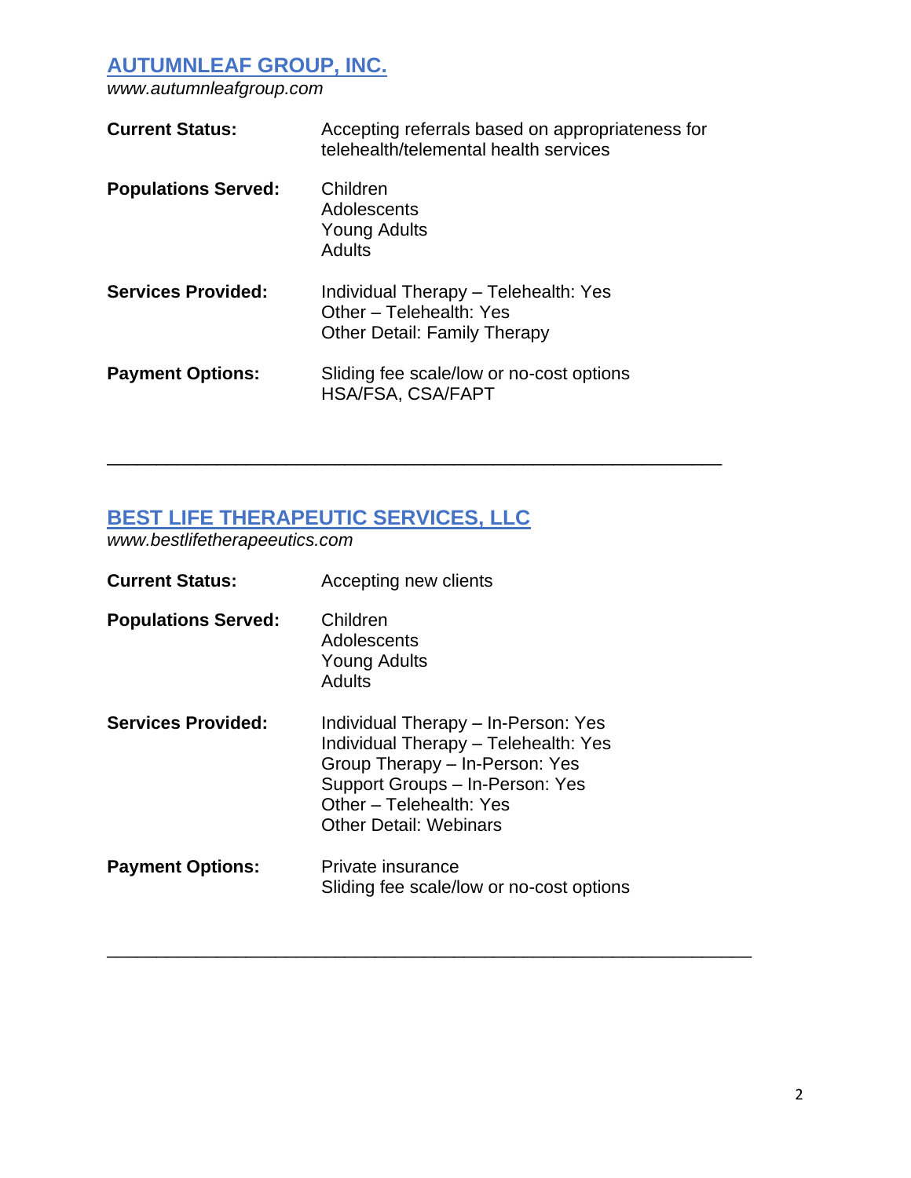## [AUTUMNLEAF GROUP, INC.](http://www.autumnleafgroup.com)

*www.autumnleafgroup.com*

**Current Status:** Accepting referrals based on appropriateness for telehealth/telemental health services

**Populations Served:**
Children
Adolescents
Young Adults
Adults

**Services Provided:**
Individual Therapy – Telehealth: Yes
Other – Telehealth: Yes
Other Detail: Family Therapy

**Payment Options:**
Sliding fee scale/low or no-cost options
HSA/FSA, CSA/FAPT

---

## [BEST LIFE THERAPEUTIC SERVICES, LLC](http://www.bestlifetherapeeutics.com)

*www.bestlifetherapeeutics.com*

**Current Status:** Accepting new clients

**Populations Served:**
Children
Adolescents
Young Adults
Adults

**Services Provided:**
Individual Therapy – In-Person: Yes
Individual Therapy – Telehealth: Yes
Group Therapy – In-Person: Yes
Support Groups – In-Person: Yes
Other – Telehealth: Yes
Other Detail: Webinars

**Payment Options:**
Private insurance
Sliding fee scale/low or no-cost options

---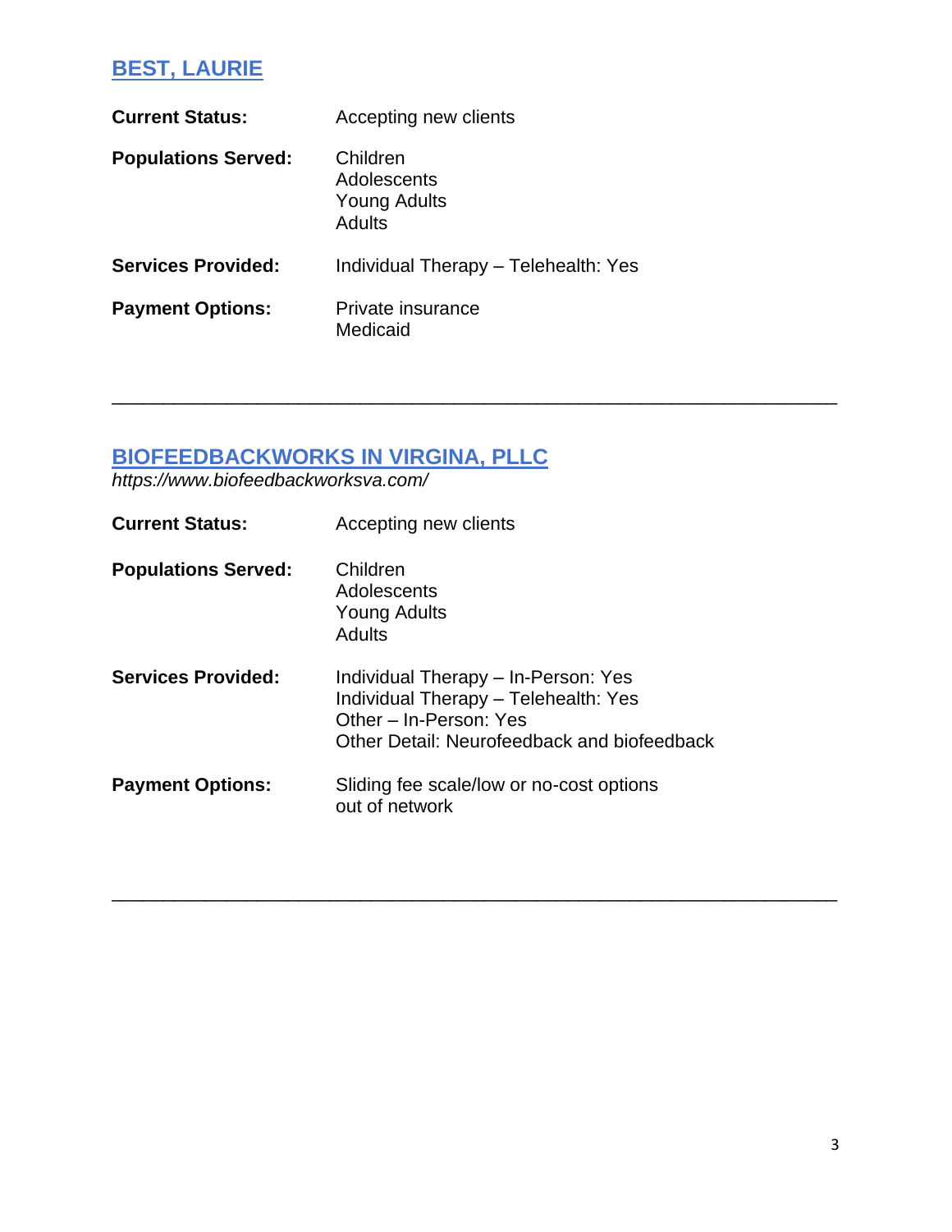## BEST, LAURIE

**Current Status:** Accepting new clients

**Populations Served:**
Children
Adolescents
Young Adults
Adults

**Services Provided:** Individual Therapy – Telehealth: Yes

**Payment Options:**
Private insurance
Medicaid

---

## BIOFEEDBACKWORKS IN VIRGINA, PLLC

*https://www.biofeedbackworksva.com/*

**Current Status:** Accepting new clients

**Populations Served:**
Children
Adolescents
Young Adults
Adults

**Services Provided:**
Individual Therapy – In-Person: Yes
Individual Therapy – Telehealth: Yes
Other – In-Person: Yes
Other Detail: Neurofeedback and biofeedback

**Payment Options:**
Sliding fee scale/low or no-cost options
out of network

---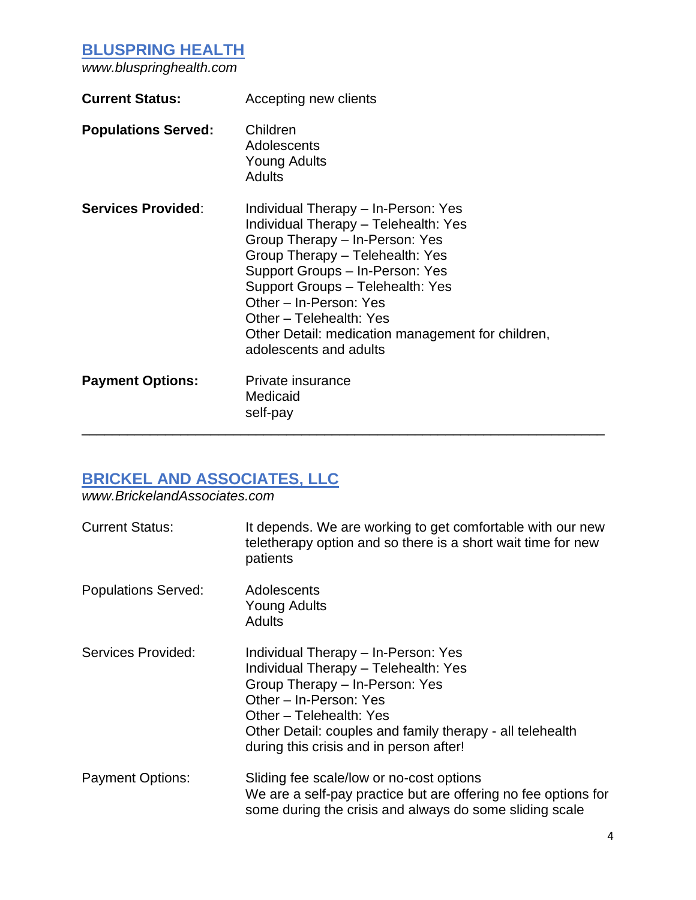## [BLUSPRING HEALTH](http://www.bluspringhealth.com)

*www.bluspringhealth.com*

**Current Status:** Accepting new clients

**Populations Served:**
Children
Adolescents
Young Adults
Adults

**Services Provided**:
Individual Therapy – In-Person: Yes
Individual Therapy – Telehealth: Yes
Group Therapy – In-Person: Yes
Group Therapy – Telehealth: Yes
Support Groups – In-Person: Yes
Support Groups – Telehealth: Yes
Other – In-Person: Yes
Other – Telehealth: Yes
Other Detail: medication management for children, adolescents and adults

**Payment Options:**
Private insurance
Medicaid
self-pay

---

## [BRICKEL AND ASSOCIATES, LLC](http://www.BrickelandAssociates.com)

*www.BrickelandAssociates.com*

Current Status: It depends. We are working to get comfortable with our new teletherapy option and so there is a short wait time for new patients

Populations Served:
Adolescents
Young Adults
Adults

Services Provided:
Individual Therapy – In-Person: Yes
Individual Therapy – Telehealth: Yes
Group Therapy – In-Person: Yes
Other – In-Person: Yes
Other – Telehealth: Yes
Other Detail: couples and family therapy - all telehealth during this crisis and in person after!

Payment Options:
Sliding fee scale/low or no-cost options
We are a self-pay practice but are offering no fee options for some during the crisis and always do some sliding scale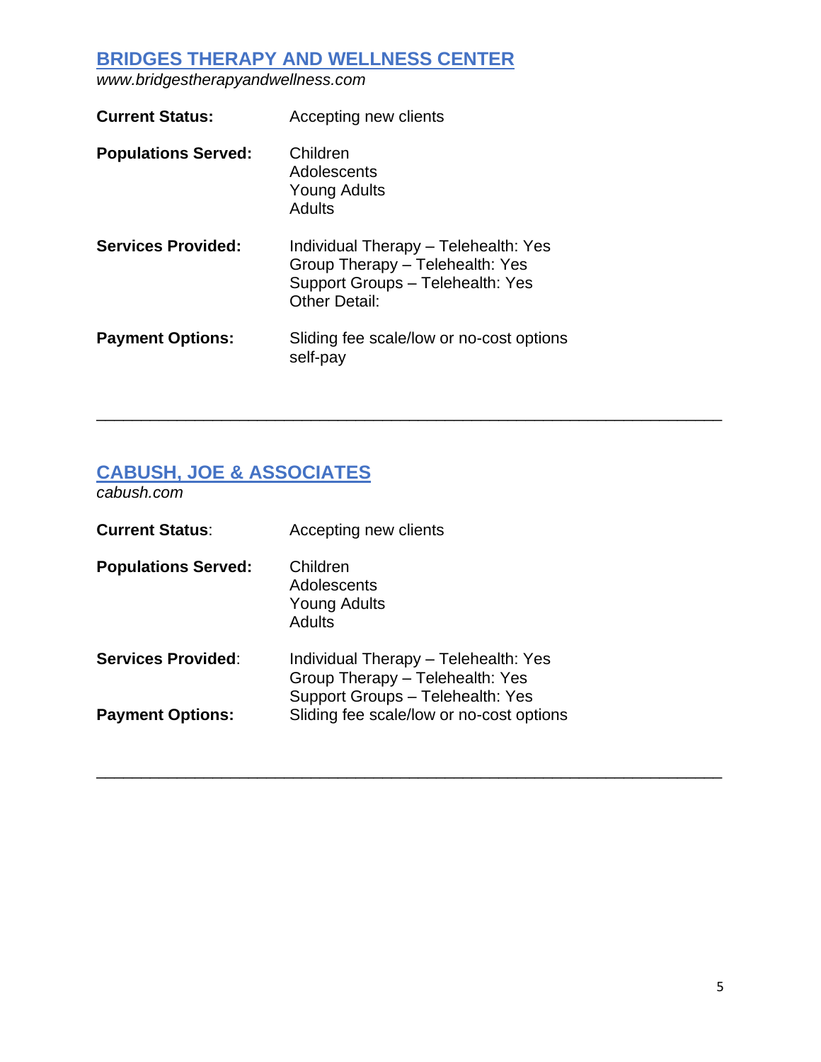## [BRIDGES THERAPY AND WELLNESS CENTER](http://www.bridgestherapyandwellness.com)

*www.bridgestherapyandwellness.com*

**Current Status:** Accepting new clients

**Populations Served:**
Children
Adolescents
Young Adults
Adults

**Services Provided:**
Individual Therapy – Telehealth: Yes
Group Therapy – Telehealth: Yes
Support Groups – Telehealth: Yes
Other Detail:

**Payment Options:**
Sliding fee scale/low or no-cost options
self-pay

---

## [CABUSH, JOE & ASSOCIATES](http://cabush.com)

*cabush.com*

**Current Status**: Accepting new clients

**Populations Served:**
Children
Adolescents
Young Adults
Adults

**Services Provided**:
Individual Therapy – Telehealth: Yes
Group Therapy – Telehealth: Yes
Support Groups – Telehealth: Yes

**Payment Options:** Sliding fee scale/low or no-cost options

---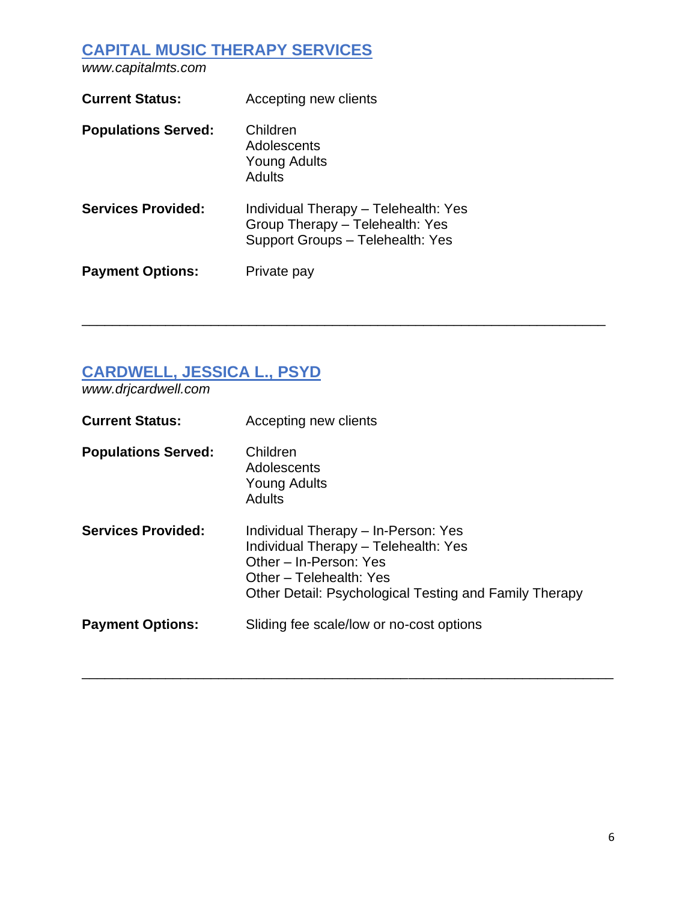## [CAPITAL MUSIC THERAPY SERVICES](http://www.capitalmts.com)

*www.capitalmts.com*

**Current Status:** Accepting new clients

**Populations Served:**
Children
Adolescents
Young Adults
Adults

**Services Provided:**
Individual Therapy – Telehealth: Yes
Group Therapy – Telehealth: Yes
Support Groups – Telehealth: Yes

**Payment Options:** Private pay

---

## [CARDWELL, JESSICA L., PSYD](http://www.drjcardwell.com)

*www.drjcardwell.com*

**Current Status:** Accepting new clients

**Populations Served:**
Children
Adolescents
Young Adults
Adults

**Services Provided:**
Individual Therapy – In-Person: Yes
Individual Therapy – Telehealth: Yes
Other – In-Person: Yes
Other – Telehealth: Yes
Other Detail: Psychological Testing and Family Therapy

**Payment Options:** Sliding fee scale/low or no-cost options

---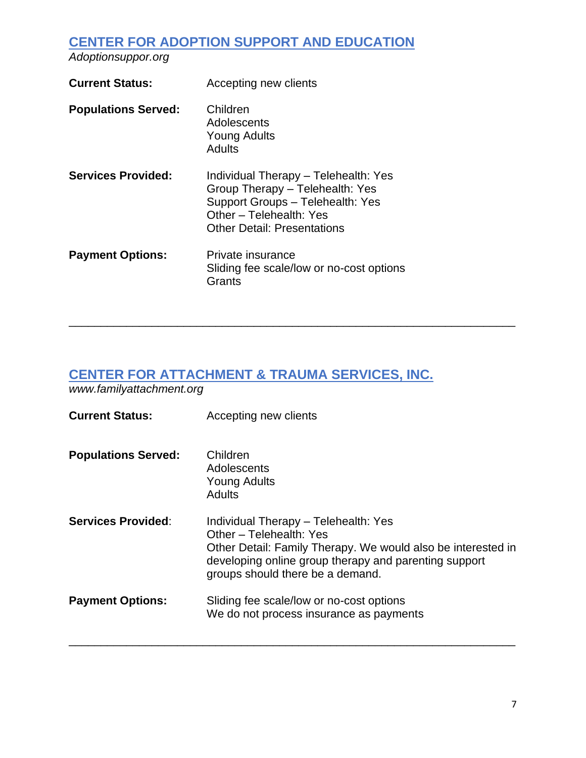## [CENTER FOR ADOPTION SUPPORT AND EDUCATION](Adoptionsuppor.org)

*Adoptionsuppor.org*

**Current Status:** Accepting new clients

**Populations Served:**
Children
Adolescents
Young Adults
Adults

**Services Provided:**
Individual Therapy – Telehealth: Yes
Group Therapy – Telehealth: Yes
Support Groups – Telehealth: Yes
Other – Telehealth: Yes
Other Detail: Presentations

**Payment Options:**
Private insurance
Sliding fee scale/low or no-cost options
Grants

---

## CENTER FOR ATTACHMENT & TRAUMA SERVICES, INC.

*www.familyattachment.org*

**Current Status:** Accepting new clients

**Populations Served:**
Children
Adolescents
Young Adults
Adults

**Services Provided:**
Individual Therapy – Telehealth: Yes
Other – Telehealth: Yes
Other Detail: Family Therapy. We would also be interested in developing online group therapy and parenting support groups should there be a demand.

**Payment Options:**
Sliding fee scale/low or no-cost options
We do not process insurance as payments

---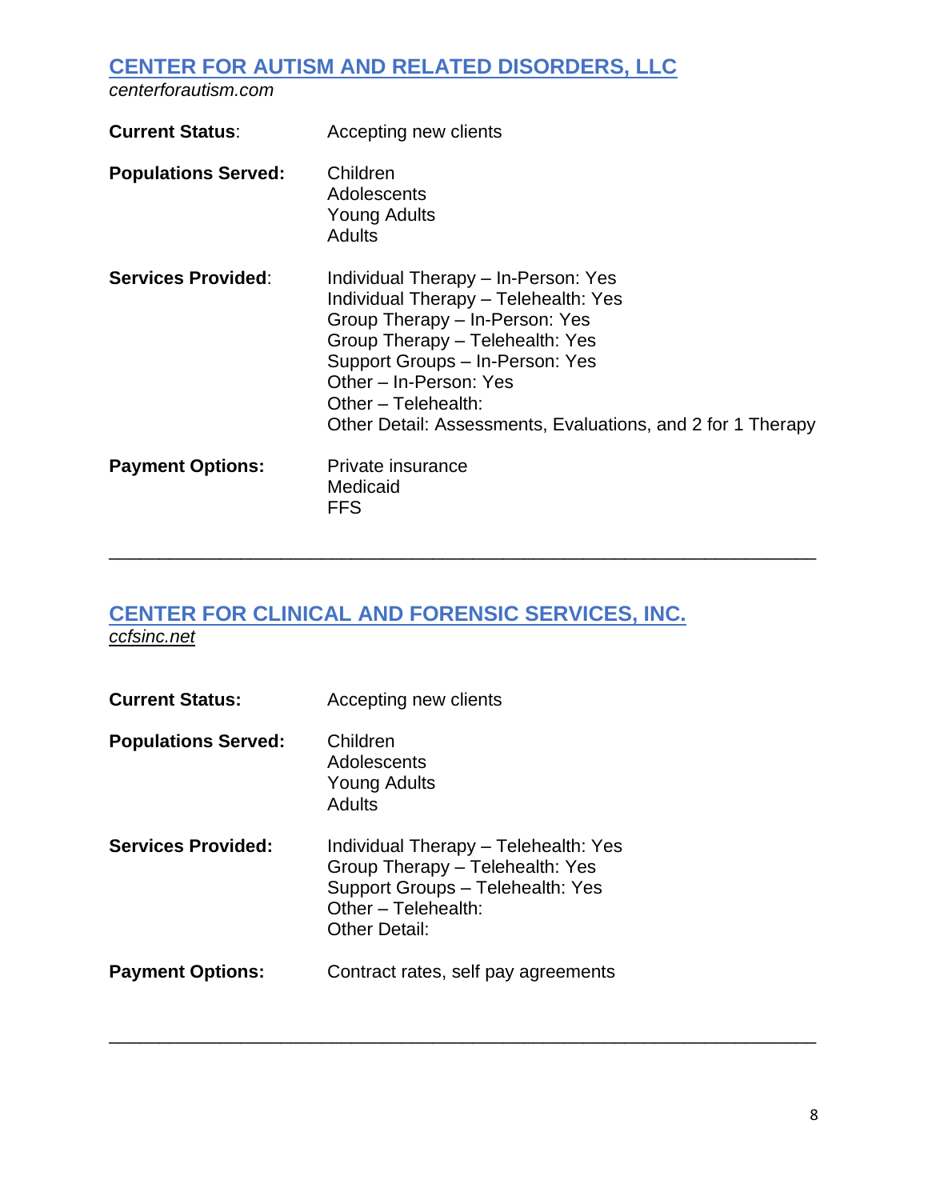## [CENTER FOR AUTISM AND RELATED DISORDERS, LLC](centerforautism.com)

*centerforautism.com*

**Current Status**: Accepting new clients

**Populations Served:**
- Children
- Adolescents
- Young Adults
- Adults

**Services Provided**:
- Individual Therapy – In-Person: Yes
- Individual Therapy – Telehealth: Yes
- Group Therapy – In-Person: Yes
- Group Therapy – Telehealth: Yes
- Support Groups – In-Person: Yes
- Other – In-Person: Yes
- Other – Telehealth:
- Other Detail: Assessments, Evaluations, and 2 for 1 Therapy

**Payment Options:**
- Private insurance
- Medicaid
- FFS

---

## CENTER FOR CLINICAL AND FORENSIC SERVICES, INC.

*ccfsinc.net*

**Current Status:** Accepting new clients

**Populations Served:**
- Children
- Adolescents
- Young Adults
- Adults

**Services Provided:**
- Individual Therapy – Telehealth: Yes
- Group Therapy – Telehealth: Yes
- Support Groups – Telehealth: Yes
- Other – Telehealth:
- Other Detail:

**Payment Options:** Contract rates, self pay agreements

---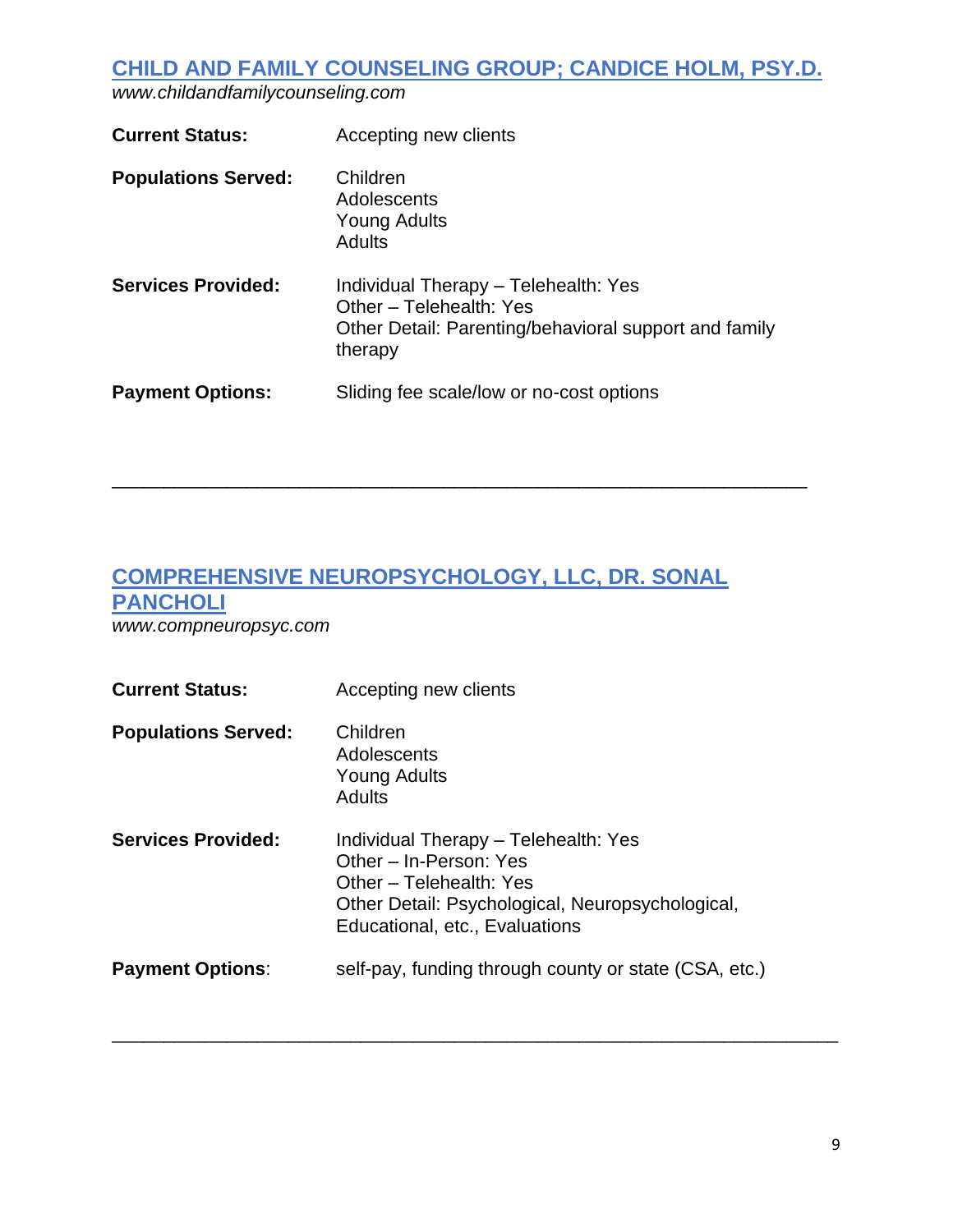## [CHILD AND FAMILY COUNSELING GROUP; CANDICE HOLM, PSY.D.](http://www.childandfamilycounseling.com)

*www.childandfamilycounseling.com*

**Current Status:** Accepting new clients

**Populations Served:**
Children
Adolescents
Young Adults
Adults

**Services Provided:**
Individual Therapy – Telehealth: Yes
Other – Telehealth: Yes
Other Detail: Parenting/behavioral support and family therapy

**Payment Options:** Sliding fee scale/low or no-cost options

---

## [COMPREHENSIVE NEUROPSYCHOLOGY, LLC, DR. SONAL PANCHOLI](http://www.compneuropsyc.com)

*www.compneuropsyc.com*

**Current Status:** Accepting new clients

**Populations Served:**
Children
Adolescents
Young Adults
Adults

**Services Provided:**
Individual Therapy – Telehealth: Yes
Other – In-Person: Yes
Other – Telehealth: Yes
Other Detail: Psychological, Neuropsychological, Educational, etc., Evaluations

**Payment Options**: self-pay, funding through county or state (CSA, etc.)

---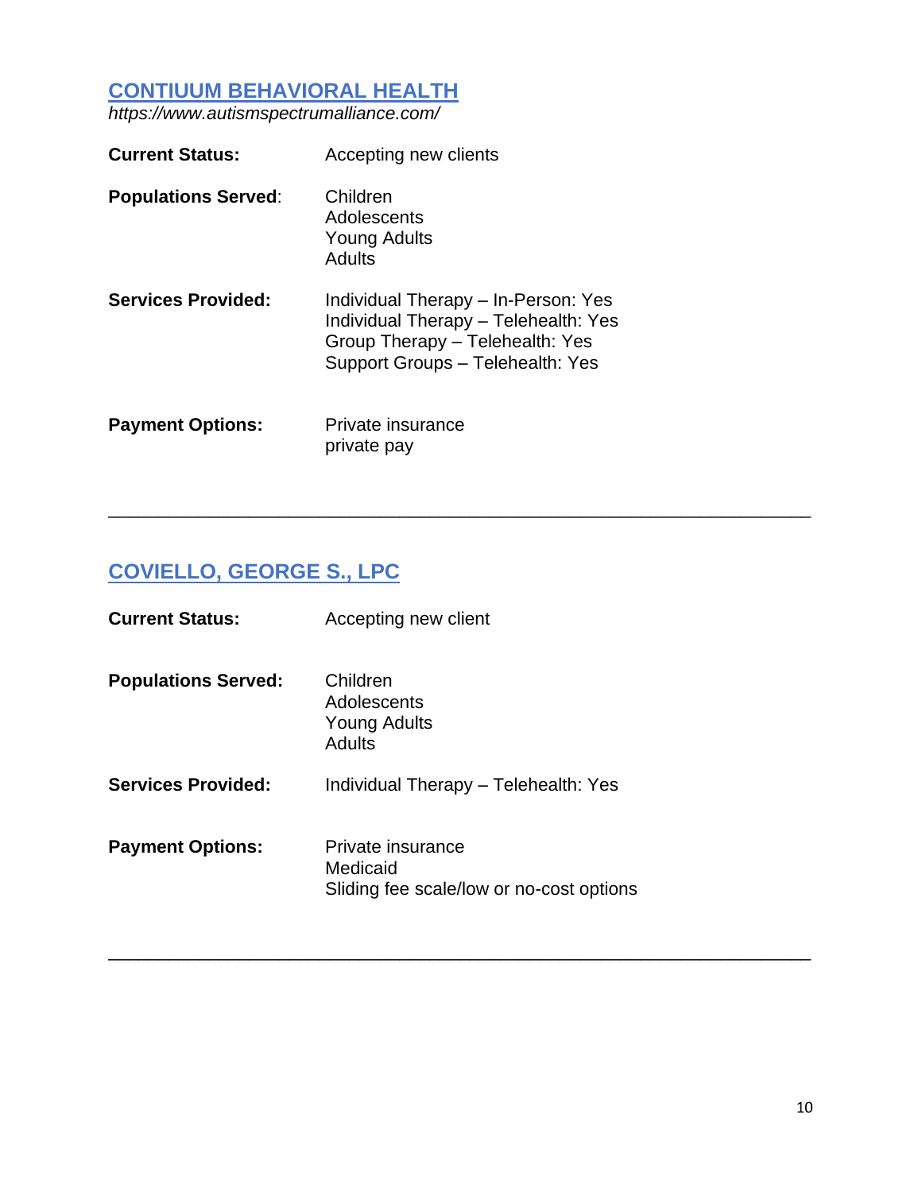## CONTIUUM BEHAVIORAL HEALTH

*https://www.autismspectrumalliance.com/*

**Current Status:** Accepting new clients

**Populations Served**:
Children
Adolescents
Young Adults
Adults

**Services Provided:**
Individual Therapy – In-Person: Yes
Individual Therapy – Telehealth: Yes
Group Therapy – Telehealth: Yes
Support Groups – Telehealth: Yes

**Payment Options:**
Private insurance
private pay

---

## COVIELLO, GEORGE S., LPC

**Current Status:** Accepting new client

**Populations Served:**
Children
Adolescents
Young Adults
Adults

**Services Provided:** Individual Therapy – Telehealth: Yes

**Payment Options:**
Private insurance
Medicaid
Sliding fee scale/low or no-cost options

---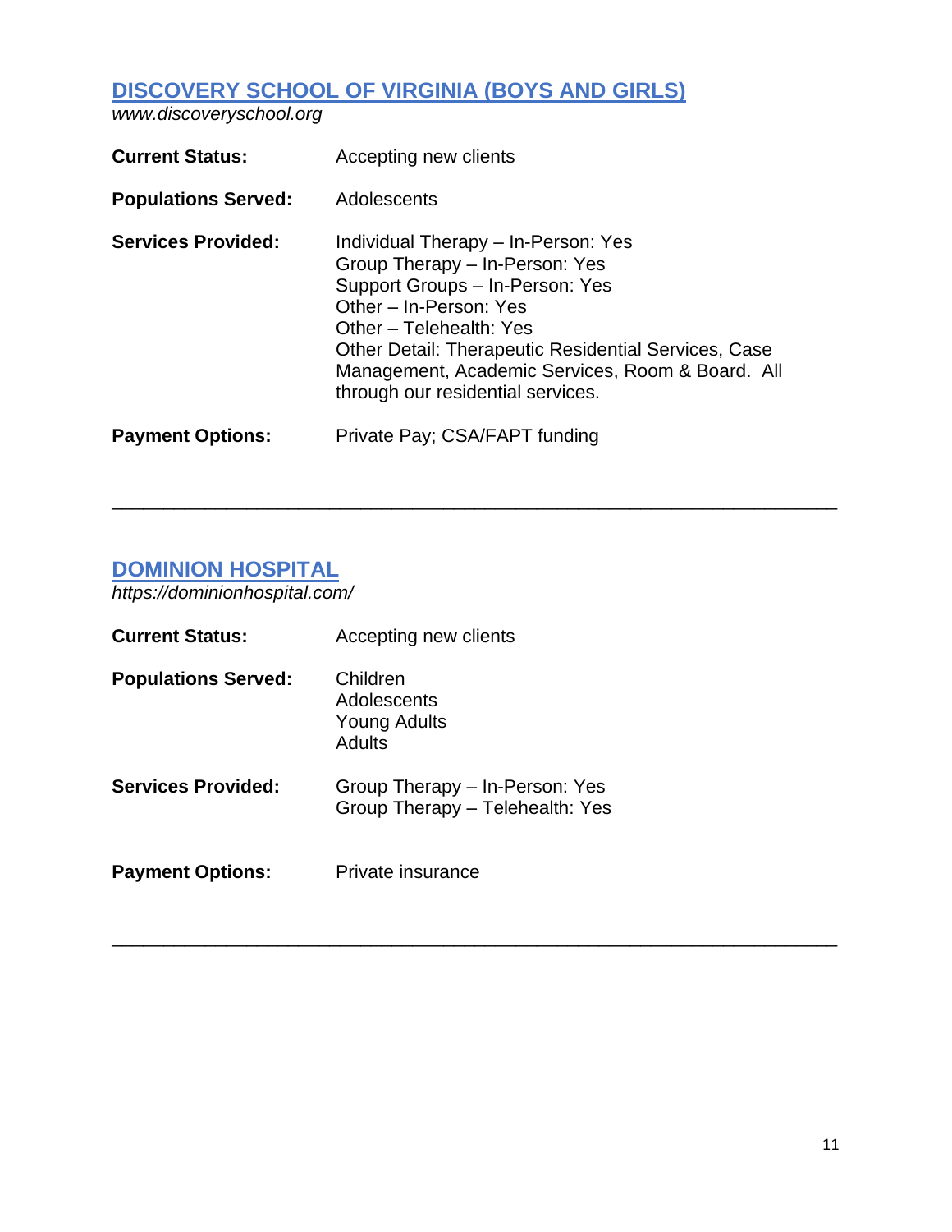## [DISCOVERY SCHOOL OF VIRGINIA (BOYS AND GIRLS)](http://www.discoveryschool.org)

*www.discoveryschool.org*

**Current Status:** Accepting new clients

**Populations Served:** Adolescents

**Services Provided:**
Individual Therapy – In-Person: Yes
Group Therapy – In-Person: Yes
Support Groups – In-Person: Yes
Other – In-Person: Yes
Other – Telehealth: Yes
Other Detail: Therapeutic Residential Services, Case Management, Academic Services, Room & Board. All through our residential services.

**Payment Options:** Private Pay; CSA/FAPT funding

---

## [DOMINION HOSPITAL](https://dominionhospital.com/)

*https://dominionhospital.com/*

**Current Status:** Accepting new clients

**Populations Served:**
Children
Adolescents
Young Adults
Adults

**Services Provided:**
Group Therapy – In-Person: Yes
Group Therapy – Telehealth: Yes

**Payment Options:** Private insurance

---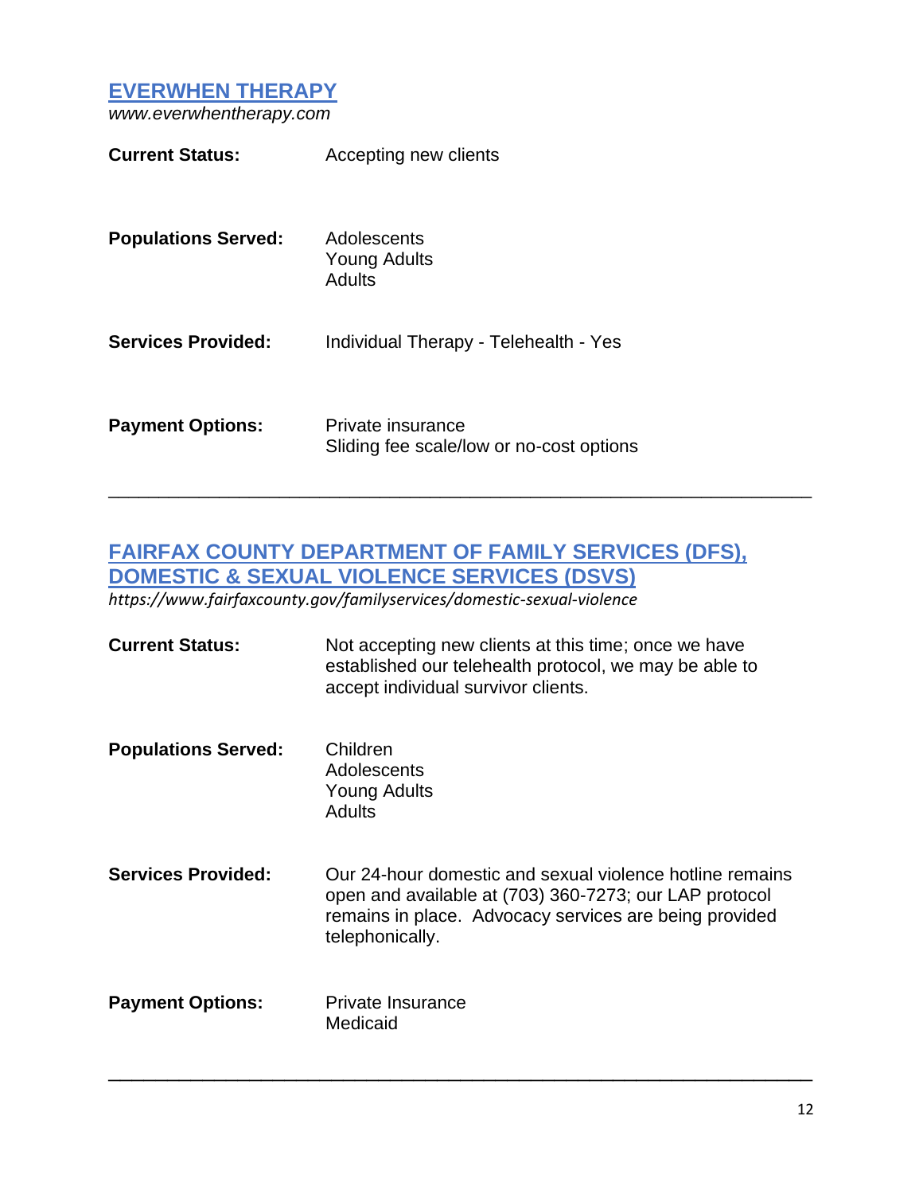## EVERWHEN THERAPY

*www.everwhentherapy.com*

**Current Status:** Accepting new clients

**Populations Served:**
Adolescents
Young Adults
Adults

**Services Provided:** Individual Therapy - Telehealth - Yes

**Payment Options:**
Private insurance
Sliding fee scale/low or no-cost options

---

## FAIRFAX COUNTY DEPARTMENT OF FAMILY SERVICES (DFS), DOMESTIC & SEXUAL VIOLENCE SERVICES (DSVS)

*https://www.fairfaxcounty.gov/familyservices/domestic-sexual-violence*

**Current Status:** Not accepting new clients at this time; once we have established our telehealth protocol, we may be able to accept individual survivor clients.

**Populations Served:**
Children
Adolescents
Young Adults
Adults

**Services Provided:** Our 24-hour domestic and sexual violence hotline remains open and available at (703) 360-7273; our LAP protocol remains in place. Advocacy services are being provided telephonically.

**Payment Options:**
Private Insurance
Medicaid

---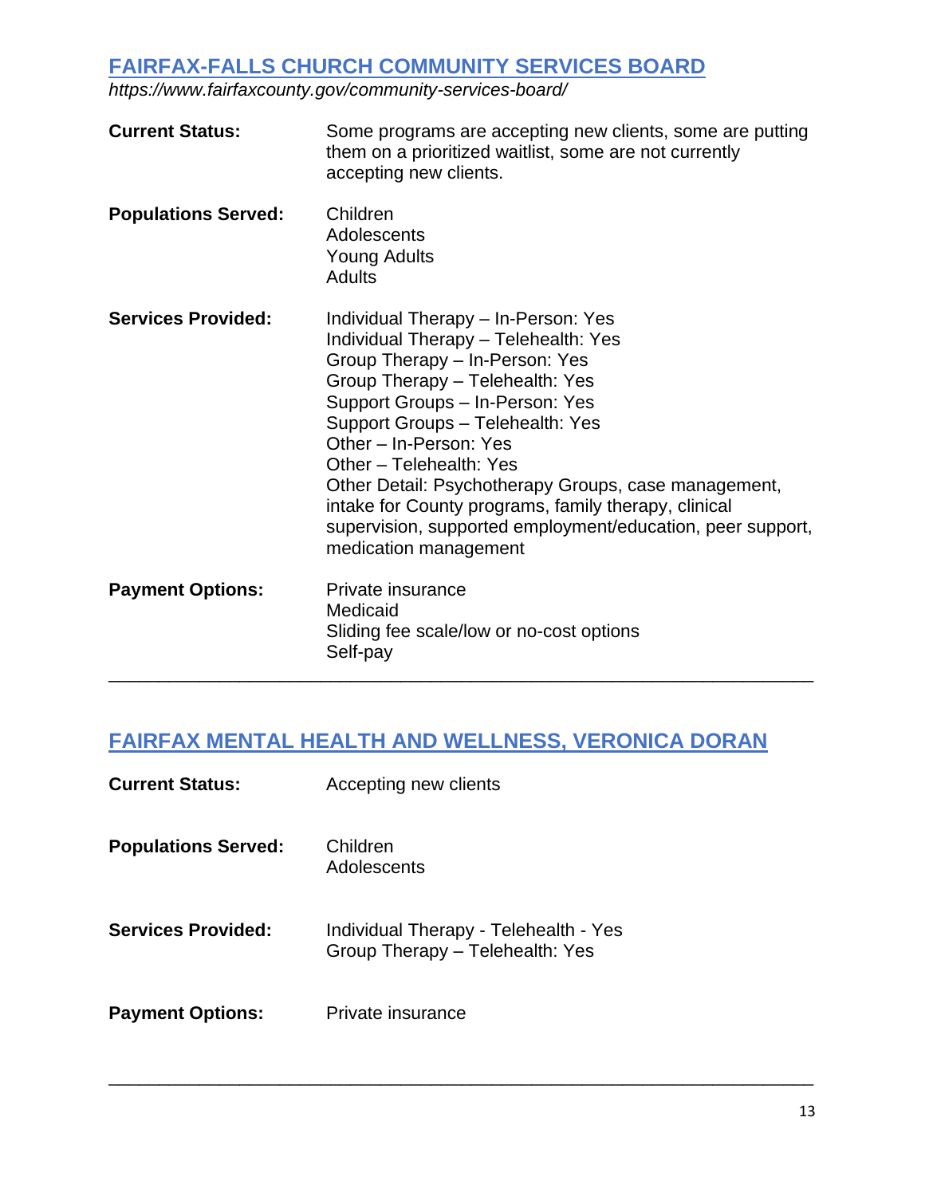## FAIRFAX-FALLS CHURCH COMMUNITY SERVICES BOARD

*https://www.fairfaxcounty.gov/community-services-board/*

**Current Status:** Some programs are accepting new clients, some are putting them on a prioritized waitlist, some are not currently accepting new clients.

**Populations Served:**
Children
Adolescents
Young Adults
Adults

**Services Provided:**
Individual Therapy – In-Person: Yes
Individual Therapy – Telehealth: Yes
Group Therapy – In-Person: Yes
Group Therapy – Telehealth: Yes
Support Groups – In-Person: Yes
Support Groups – Telehealth: Yes
Other – In-Person: Yes
Other – Telehealth: Yes
Other Detail: Psychotherapy Groups, case management, intake for County programs, family therapy, clinical supervision, supported employment/education, peer support, medication management

**Payment Options:**
Private insurance
Medicaid
Sliding fee scale/low or no-cost options
Self-pay

---

## FAIRFAX MENTAL HEALTH AND WELLNESS, VERONICA DORAN

**Current Status:** Accepting new clients

**Populations Served:**
Children
Adolescents

**Services Provided:**
Individual Therapy - Telehealth - Yes
Group Therapy – Telehealth: Yes

**Payment Options:** Private insurance

---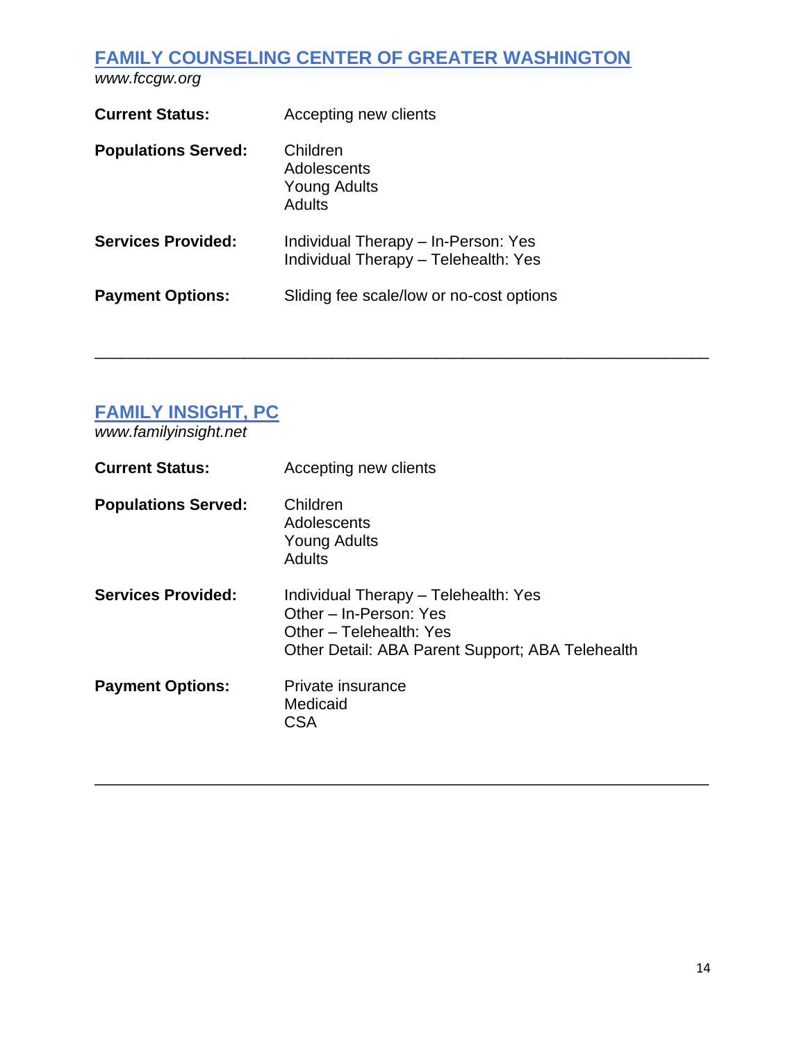## [FAMILY COUNSELING CENTER OF GREATER WASHINGTON](http://www.fccgw.org)

*www.fccgw.org*

**Current Status:** Accepting new clients

**Populations Served:**
Children
Adolescents
Young Adults
Adults

**Services Provided:**
Individual Therapy – In-Person: Yes
Individual Therapy – Telehealth: Yes

**Payment Options:** Sliding fee scale/low or no-cost options

---

## [FAMILY INSIGHT, PC](http://www.familyinsight.net)

*www.familyinsight.net*

**Current Status:** Accepting new clients

**Populations Served:**
Children
Adolescents
Young Adults
Adults

**Services Provided:**
Individual Therapy – Telehealth: Yes
Other – In-Person: Yes
Other – Telehealth: Yes
Other Detail: ABA Parent Support; ABA Telehealth

**Payment Options:**
Private insurance
Medicaid
CSA

---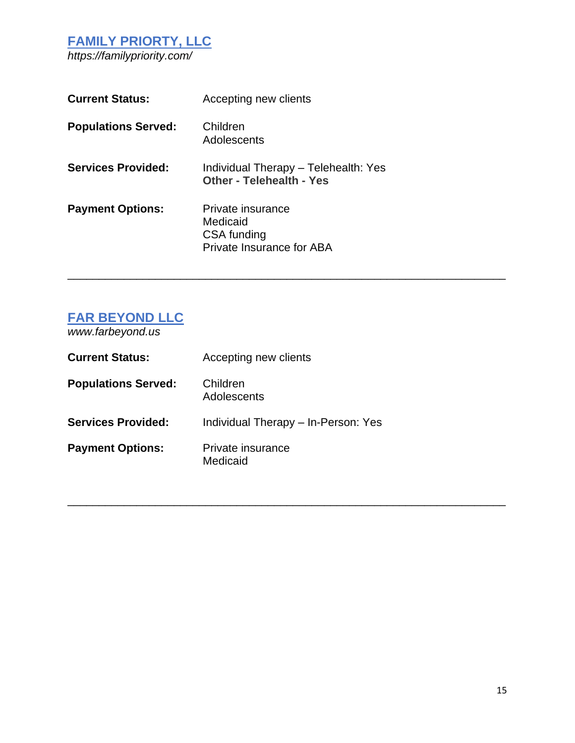## FAMILY PRIORTY, LLC

*https://familypriority.com/*

**Current Status:** Accepting new clients

**Populations Served:**
Children
Adolescents

**Services Provided:**
Individual Therapy – Telehealth: Yes
**Other - Telehealth - Yes**

**Payment Options:**
Private insurance
Medicaid
CSA funding
Private Insurance for ABA

---

## FAR BEYOND LLC

*www.farbeyond.us*

**Current Status:** Accepting new clients

**Populations Served:**
Children
Adolescents

**Services Provided:** Individual Therapy – In-Person: Yes

**Payment Options:**
Private insurance
Medicaid

---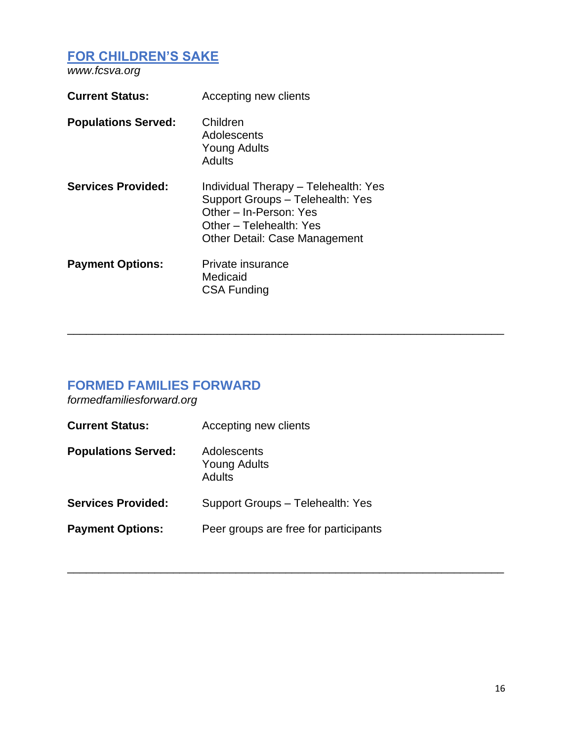## [FOR CHILDREN'S SAKE](http://www.fcsva.org)

*www.fcsva.org*

**Current Status:** Accepting new clients

**Populations Served:**
Children
Adolescents
Young Adults
Adults

**Services Provided:**
Individual Therapy – Telehealth: Yes
Support Groups – Telehealth: Yes
Other – In-Person: Yes
Other – Telehealth: Yes
Other Detail: Case Management

**Payment Options:**
Private insurance
Medicaid
CSA Funding

---

## FORMED FAMILIES FORWARD

*formedfamiliesforward.org*

**Current Status:** Accepting new clients

**Populations Served:**
Adolescents
Young Adults
Adults

**Services Provided:** Support Groups – Telehealth: Yes

**Payment Options:** Peer groups are free for participants

---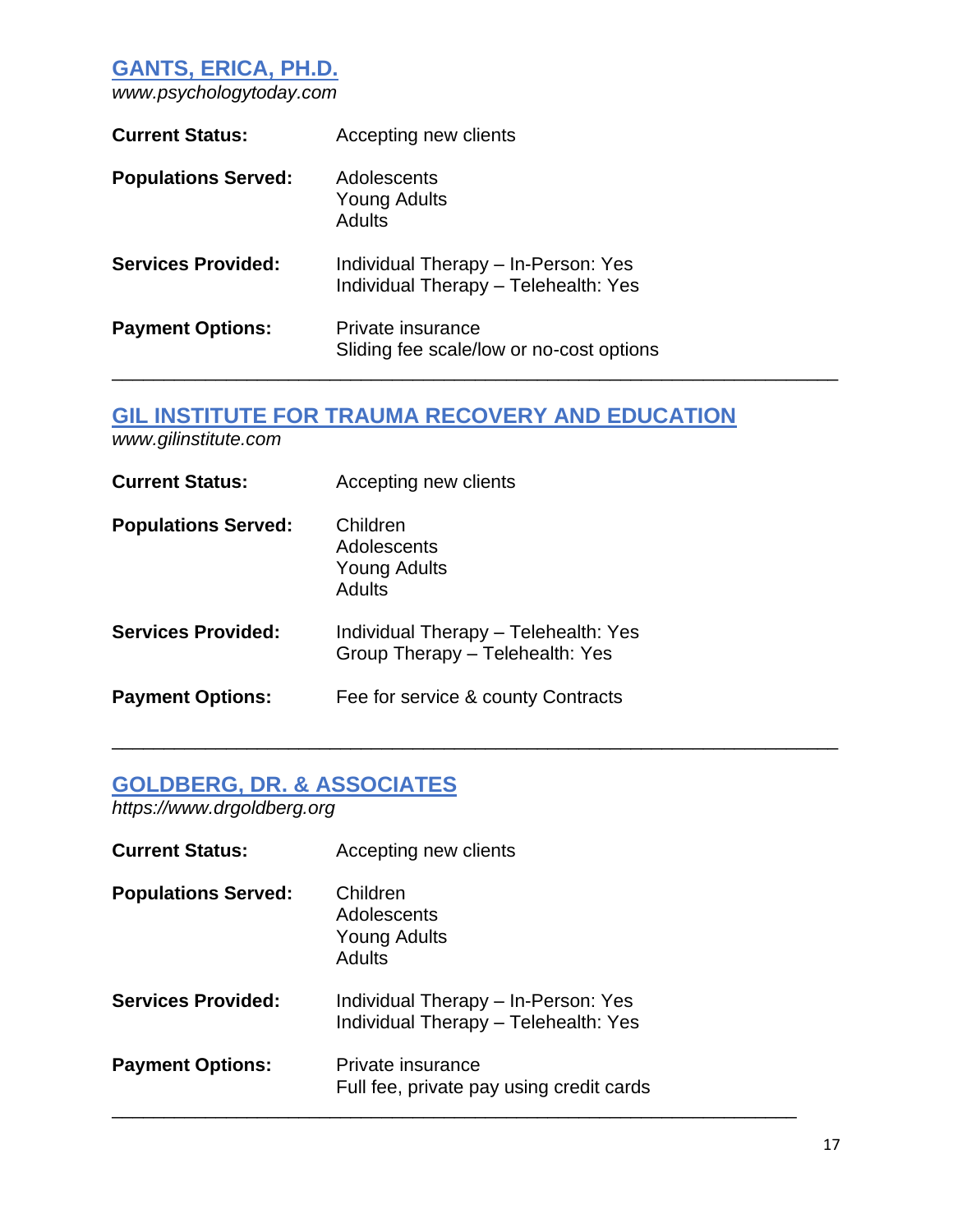## [GANTS, ERICA, PH.D.]

*www.psychologytoday.com*

**Current Status:** Accepting new clients

**Populations Served:**
Adolescents
Young Adults
Adults

**Services Provided:**
Individual Therapy – In-Person: Yes
Individual Therapy – Telehealth: Yes

**Payment Options:**
Private insurance
Sliding fee scale/low or no-cost options

---

## [GIL INSTITUTE FOR TRAUMA RECOVERY AND EDUCATION]

*www.gilinstitute.com*

**Current Status:** Accepting new clients

**Populations Served:**
Children
Adolescents
Young Adults
Adults

**Services Provided:**
Individual Therapy – Telehealth: Yes
Group Therapy – Telehealth: Yes

**Payment Options:** Fee for service & county Contracts

---

## [GOLDBERG, DR. & ASSOCIATES]

*https://www.drgoldberg.org*

**Current Status:** Accepting new clients

**Populations Served:**
Children
Adolescents
Young Adults
Adults

**Services Provided:**
Individual Therapy – In-Person: Yes
Individual Therapy – Telehealth: Yes

**Payment Options:**
Private insurance
Full fee, private pay using credit cards

---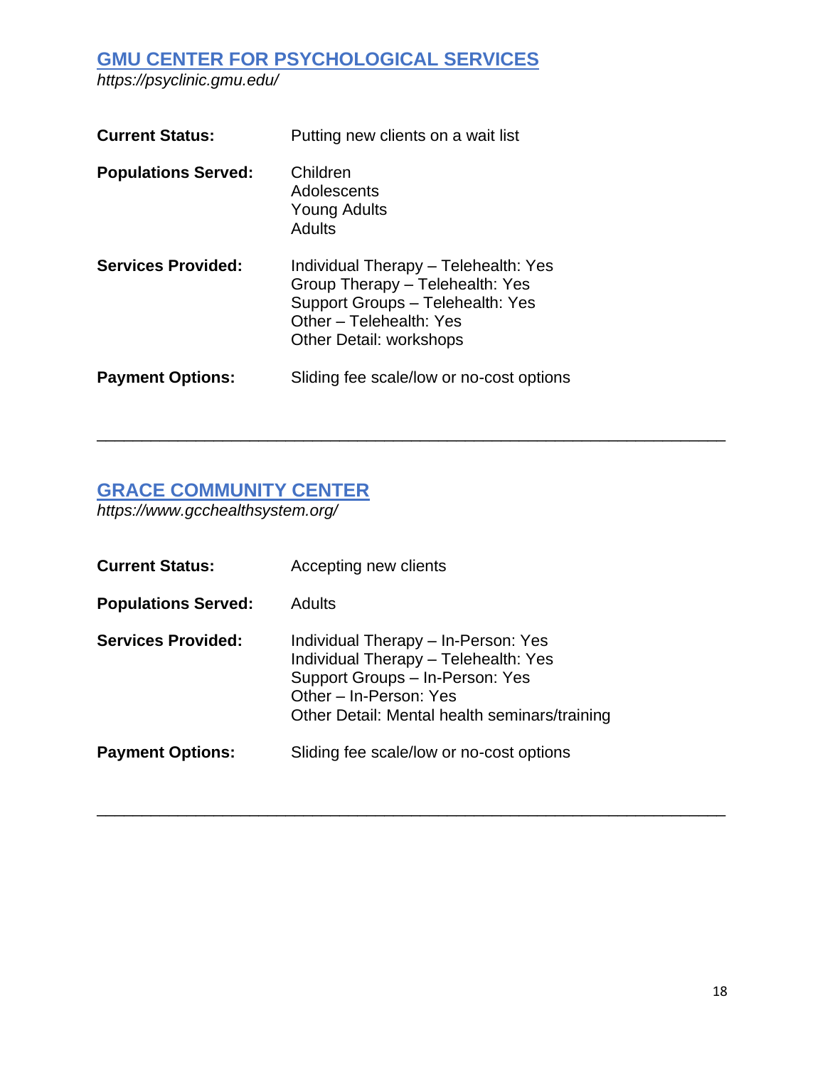## [GMU CENTER FOR PSYCHOLOGICAL SERVICES](https://psyclinic.gmu.edu/)

*https://psyclinic.gmu.edu/*

**Current Status:** Putting new clients on a wait list

**Populations Served:**
Children
Adolescents
Young Adults
Adults

**Services Provided:**
Individual Therapy – Telehealth: Yes
Group Therapy – Telehealth: Yes
Support Groups – Telehealth: Yes
Other – Telehealth: Yes
Other Detail: workshops

**Payment Options:** Sliding fee scale/low or no-cost options

---

## [GRACE COMMUNITY CENTER](https://www.gcchealthsystem.org/)

*https://www.gcchealthsystem.org/*

**Current Status:** Accepting new clients

**Populations Served:** Adults

**Services Provided:**
Individual Therapy – In-Person: Yes
Individual Therapy – Telehealth: Yes
Support Groups – In-Person: Yes
Other – In-Person: Yes
Other Detail: Mental health seminars/training

**Payment Options:** Sliding fee scale/low or no-cost options

---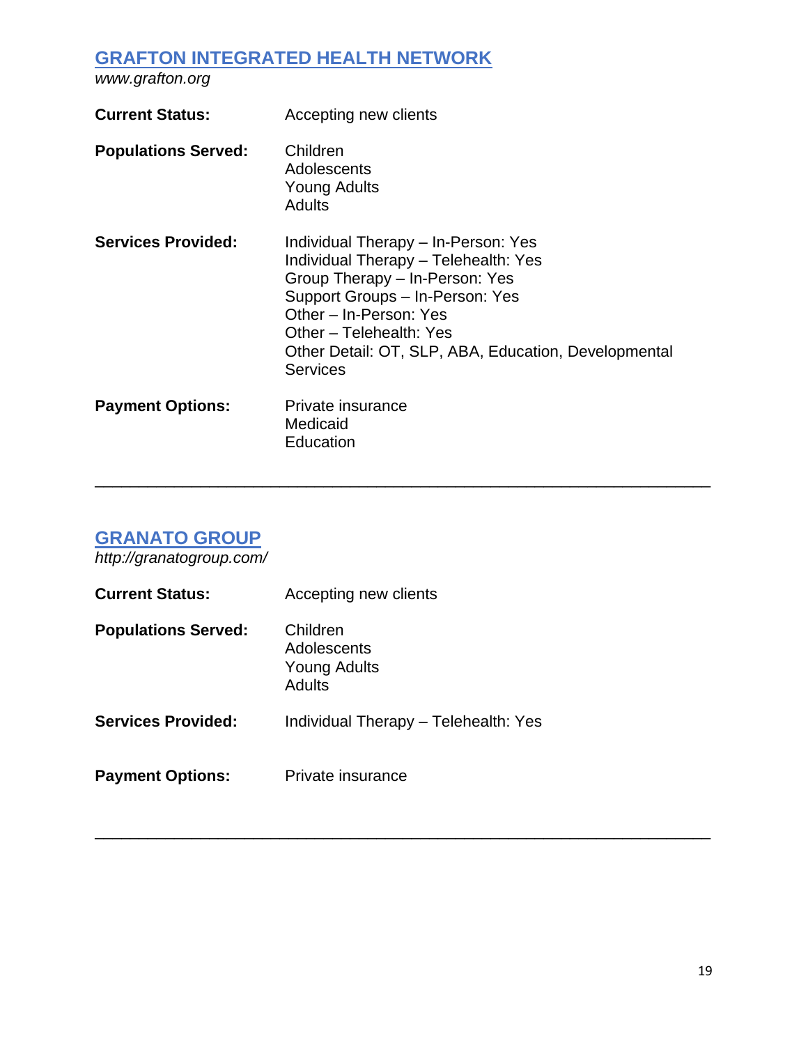## [GRAFTON INTEGRATED HEALTH NETWORK](http://www.grafton.org)

*www.grafton.org*

**Current Status:** Accepting new clients

**Populations Served:**
Children
Adolescents
Young Adults
Adults

**Services Provided:**
Individual Therapy – In-Person: Yes
Individual Therapy – Telehealth: Yes
Group Therapy – In-Person: Yes
Support Groups – In-Person: Yes
Other – In-Person: Yes
Other – Telehealth: Yes
Other Detail: OT, SLP, ABA, Education, Developmental Services

**Payment Options:**
Private insurance
Medicaid
Education

---

## [GRANATO GROUP](http://granatogroup.com/)

*http://granatogroup.com/*

**Current Status:** Accepting new clients

**Populations Served:**
Children
Adolescents
Young Adults
Adults

**Services Provided:** Individual Therapy – Telehealth: Yes

**Payment Options:** Private insurance

---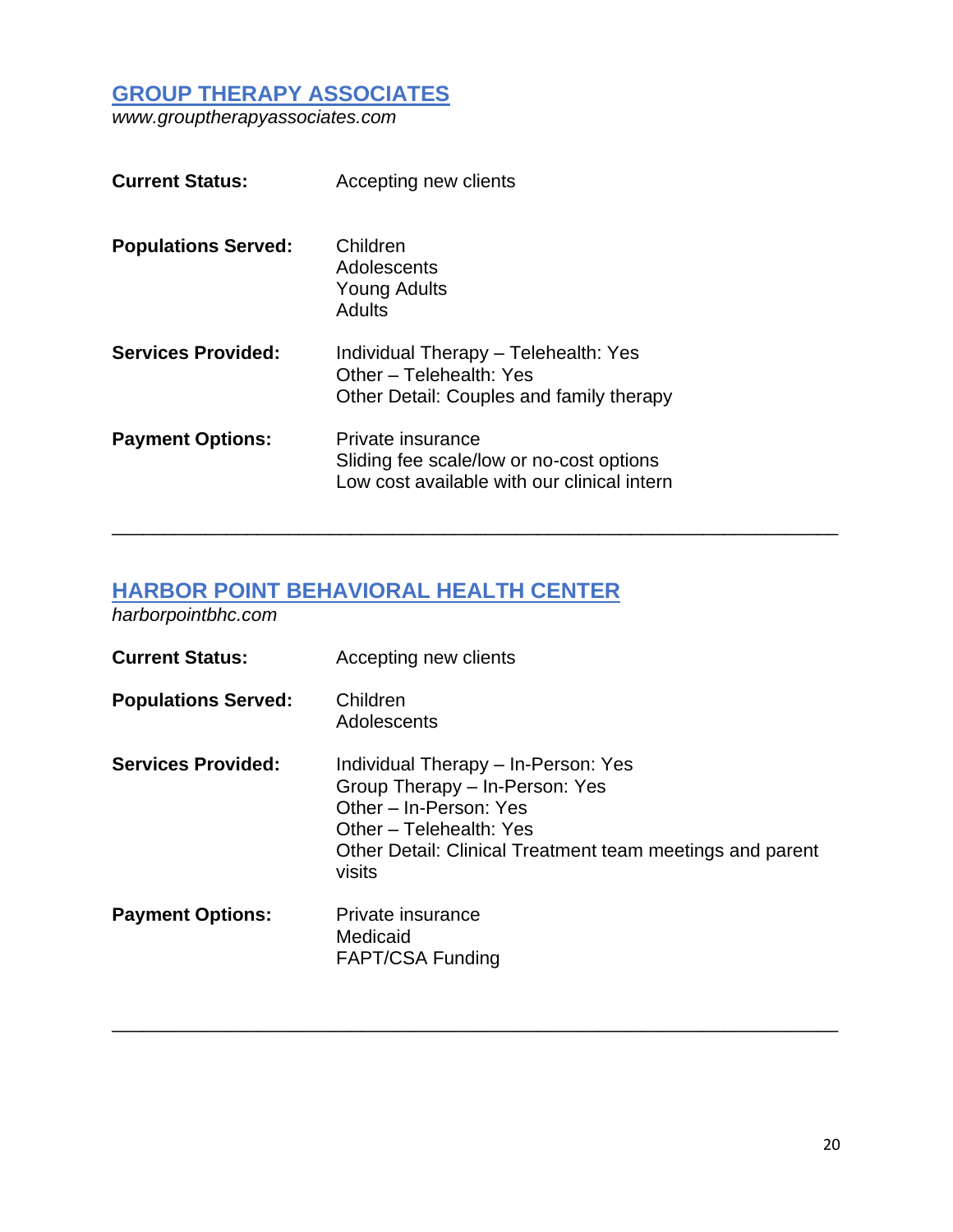## [GROUP THERAPY ASSOCIATES](http://www.grouptherapyassociates.com)

*www.grouptherapyassociates.com*

**Current Status:** Accepting new clients

**Populations Served:**
Children
Adolescents
Young Adults
Adults

**Services Provided:**
Individual Therapy – Telehealth: Yes
Other – Telehealth: Yes
Other Detail: Couples and family therapy

**Payment Options:**
Private insurance
Sliding fee scale/low or no-cost options
Low cost available with our clinical intern

---

## [HARBOR POINT BEHAVIORAL HEALTH CENTER](http://harborpointbhc.com)

*harborpointbhc.com*

**Current Status:** Accepting new clients

**Populations Served:**
Children
Adolescents

**Services Provided:**
Individual Therapy – In-Person: Yes
Group Therapy – In-Person: Yes
Other – In-Person: Yes
Other – Telehealth: Yes
Other Detail: Clinical Treatment team meetings and parent visits

**Payment Options:**
Private insurance
Medicaid
FAPT/CSA Funding

---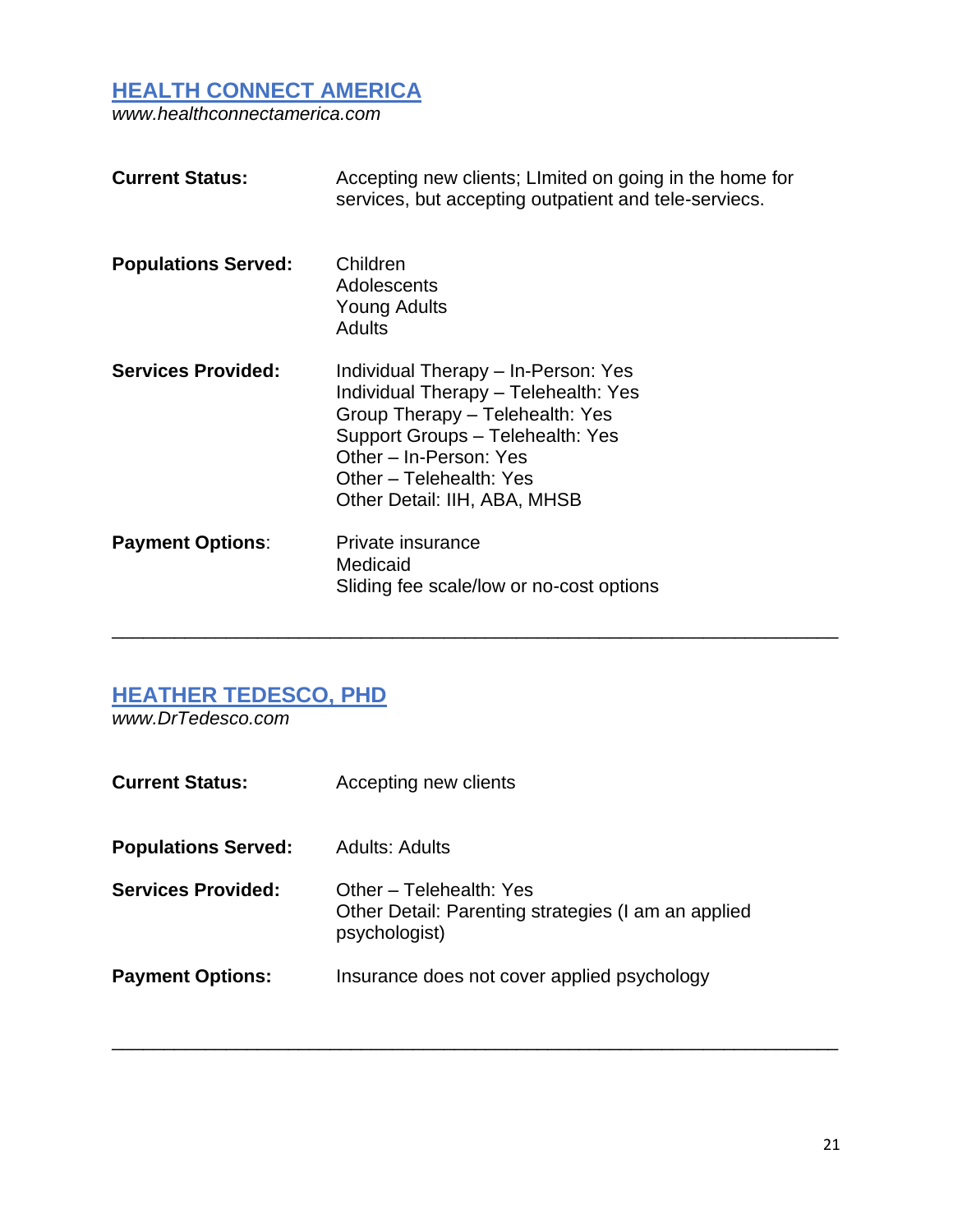## [HEALTH CONNECT AMERICA](http://www.healthconnectamerica.com)

*www.healthconnectamerica.com*

**Current Status:** Accepting new clients; LImited on going in the home for services, but accepting outpatient and tele-serviecs.

**Populations Served:**
Children
Adolescents
Young Adults
Adults

**Services Provided:**
Individual Therapy – In-Person: Yes
Individual Therapy – Telehealth: Yes
Group Therapy – Telehealth: Yes
Support Groups – Telehealth: Yes
Other – In-Person: Yes
Other – Telehealth: Yes
Other Detail: IIH, ABA, MHSB

**Payment Options**:
Private insurance
Medicaid
Sliding fee scale/low or no-cost options

---

## [HEATHER TEDESCO, PHD](http://www.DrTedesco.com)

*www.DrTedesco.com*

**Current Status:** Accepting new clients

**Populations Served:** Adults: Adults

**Services Provided:**
Other – Telehealth: Yes
Other Detail: Parenting strategies (I am an applied psychologist)

**Payment Options:** Insurance does not cover applied psychology

---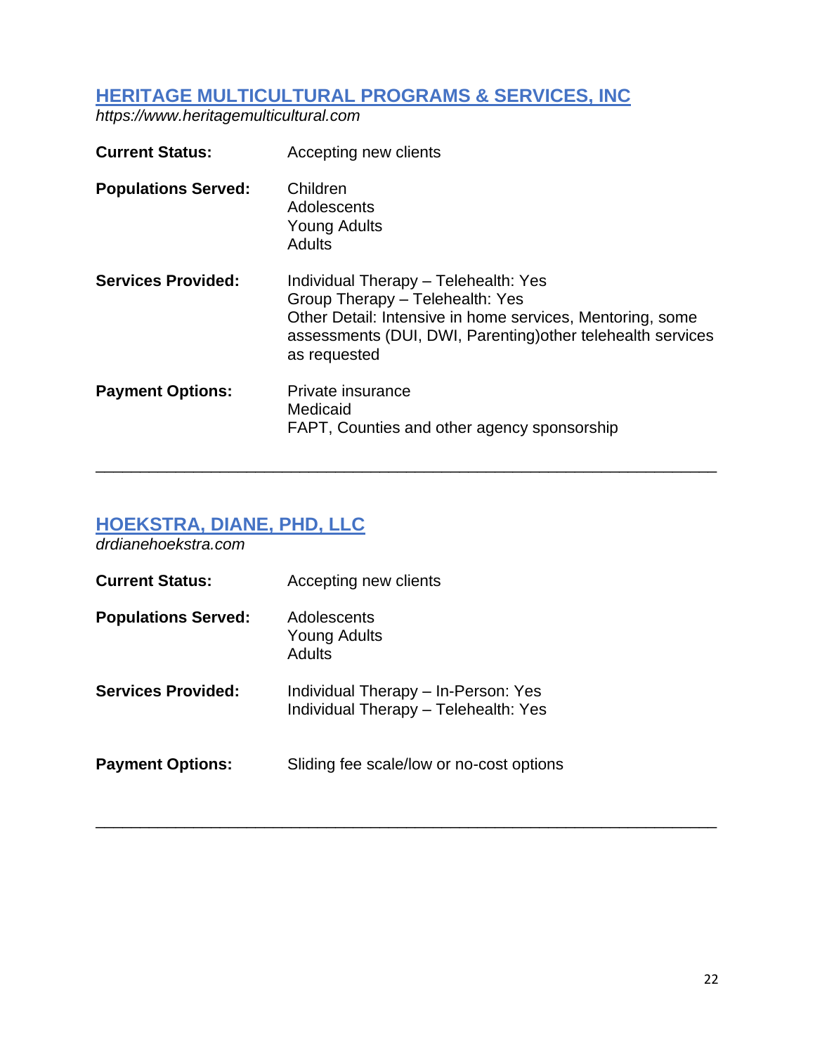## [HERITAGE MULTICULTURAL PROGRAMS & SERVICES, INC](https://www.heritagemulticultural.com)

*https://www.heritagemulticultural.com*

**Current Status:** Accepting new clients

**Populations Served:**
Children
Adolescents
Young Adults
Adults

**Services Provided:**
Individual Therapy – Telehealth: Yes
Group Therapy – Telehealth: Yes
Other Detail: Intensive in home services, Mentoring, some assessments (DUI, DWI, Parenting)other telehealth services as requested

**Payment Options:**
Private insurance
Medicaid
FAPT, Counties and other agency sponsorship

---

## HOEKSTRA, DIANE, PHD, LLC

*drdianehoekstra.com*

**Current Status:** Accepting new clients

**Populations Served:**
Adolescents
Young Adults
Adults

**Services Provided:**
Individual Therapy – In-Person: Yes
Individual Therapy – Telehealth: Yes

**Payment Options:** Sliding fee scale/low or no-cost options

---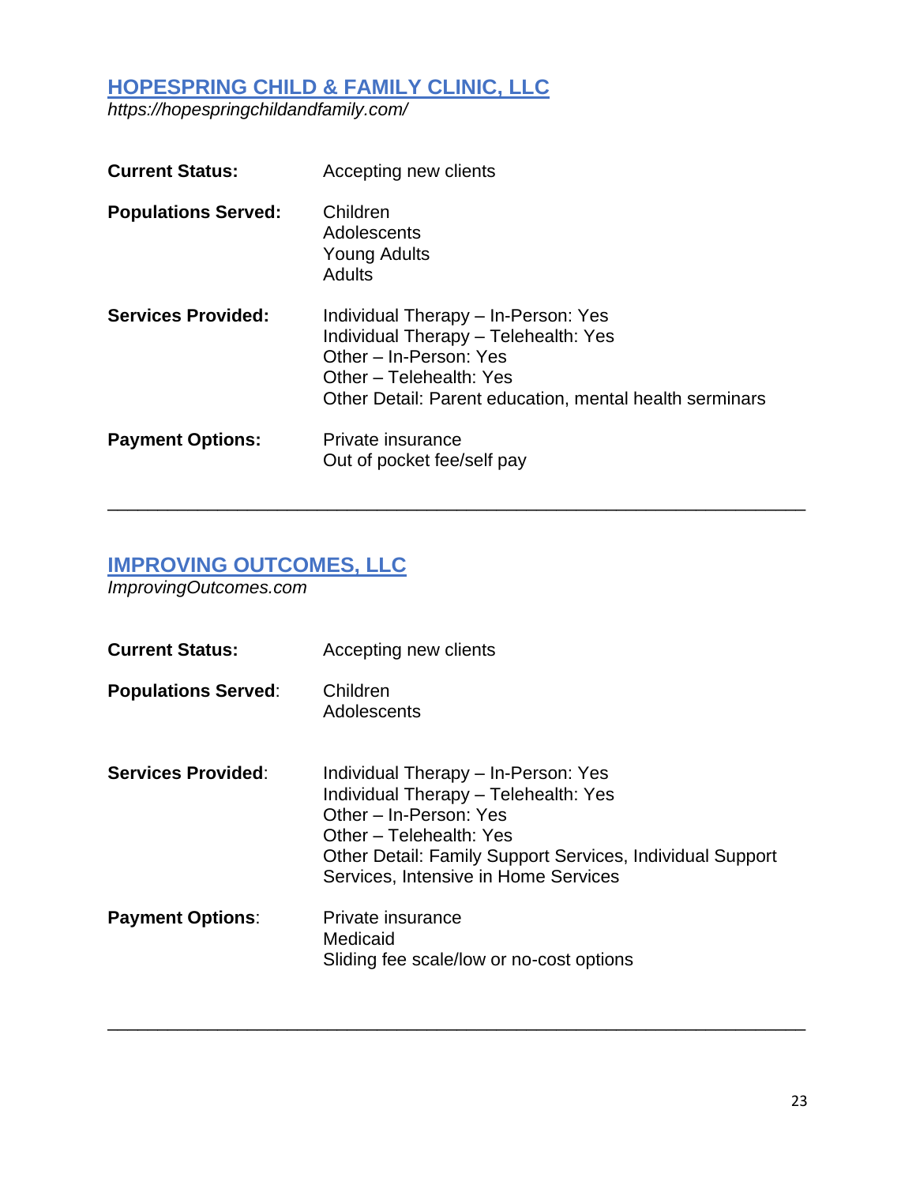## [HOPESPRING CHILD & FAMILY CLINIC, LLC](https://hopespringchildandfamily.com/)

*https://hopespringchildandfamily.com/*

**Current Status:** Accepting new clients

**Populations Served:**
Children
Adolescents
Young Adults
Adults

**Services Provided:**
Individual Therapy – In-Person: Yes
Individual Therapy – Telehealth: Yes
Other – In-Person: Yes
Other – Telehealth: Yes
Other Detail: Parent education, mental health serminars

**Payment Options:**
Private insurance
Out of pocket fee/self pay

---

## IMPROVING OUTCOMES, LLC

*ImprovingOutcomes.com*

**Current Status:** Accepting new clients

**Populations Served**:
Children
Adolescents

**Services Provided**:
Individual Therapy – In-Person: Yes
Individual Therapy – Telehealth: Yes
Other – In-Person: Yes
Other – Telehealth: Yes
Other Detail: Family Support Services, Individual Support Services, Intensive in Home Services

**Payment Options**:
Private insurance
Medicaid
Sliding fee scale/low or no-cost options

---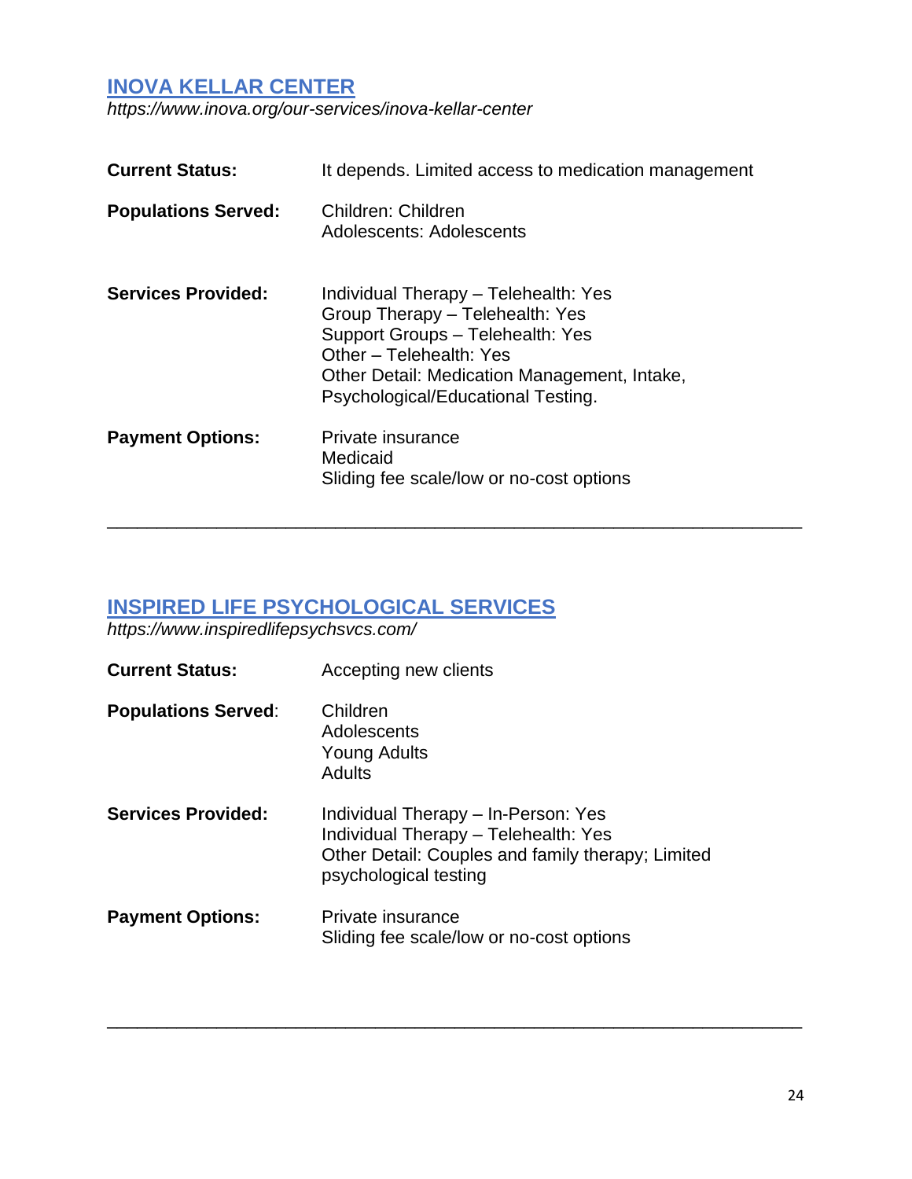## [INOVA KELLAR CENTER](https://www.inova.org/our-services/inova-kellar-center)

*https://www.inova.org/our-services/inova-kellar-center*

**Current Status:** It depends. Limited access to medication management

**Populations Served:**
Children: Children
Adolescents: Adolescents

**Services Provided:**
Individual Therapy – Telehealth: Yes
Group Therapy – Telehealth: Yes
Support Groups – Telehealth: Yes
Other – Telehealth: Yes
Other Detail: Medication Management, Intake, Psychological/Educational Testing.

**Payment Options:**
Private insurance
Medicaid
Sliding fee scale/low or no-cost options

---

## [INSPIRED LIFE PSYCHOLOGICAL SERVICES](https://www.inspiredlifepsychsvcs.com/)

*https://www.inspiredlifepsychsvcs.com/*

**Current Status:** Accepting new clients

**Populations Served**:
Children
Adolescents
Young Adults
Adults

**Services Provided:**
Individual Therapy – In-Person: Yes
Individual Therapy – Telehealth: Yes
Other Detail: Couples and family therapy; Limited psychological testing

**Payment Options:**
Private insurance
Sliding fee scale/low or no-cost options

---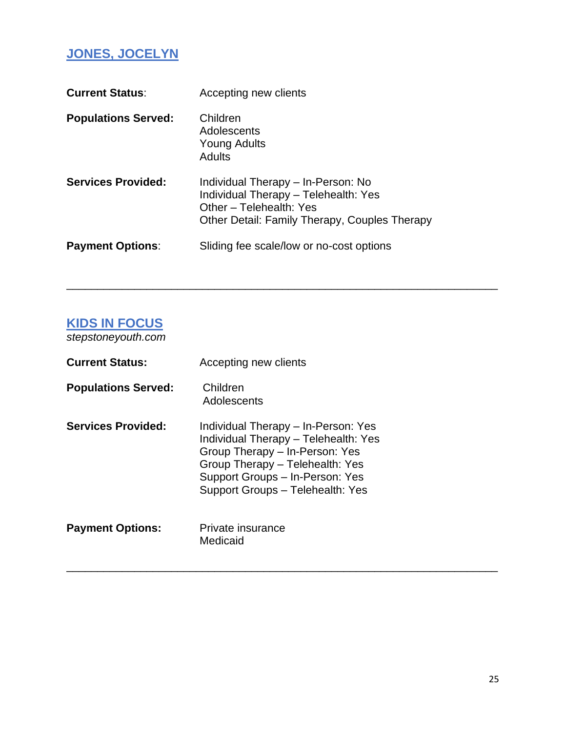## [JONES, JOCELYN]()

**Current Status**: Accepting new clients

**Populations Served:**
- Children
- Adolescents
- Young Adults
- Adults

**Services Provided:**
- Individual Therapy – In-Person: No
- Individual Therapy – Telehealth: Yes
- Other – Telehealth: Yes
- Other Detail: Family Therapy, Couples Therapy

**Payment Options**: Sliding fee scale/low or no-cost options

---

## [KIDS IN FOCUS]()

*stepstoneyouth.com*

**Current Status:** Accepting new clients

**Populations Served:**
- Children
- Adolescents

**Services Provided:**
- Individual Therapy – In-Person: Yes
- Individual Therapy – Telehealth: Yes
- Group Therapy – In-Person: Yes
- Group Therapy – Telehealth: Yes
- Support Groups – In-Person: Yes
- Support Groups – Telehealth: Yes

**Payment Options:**
- Private insurance
- Medicaid

---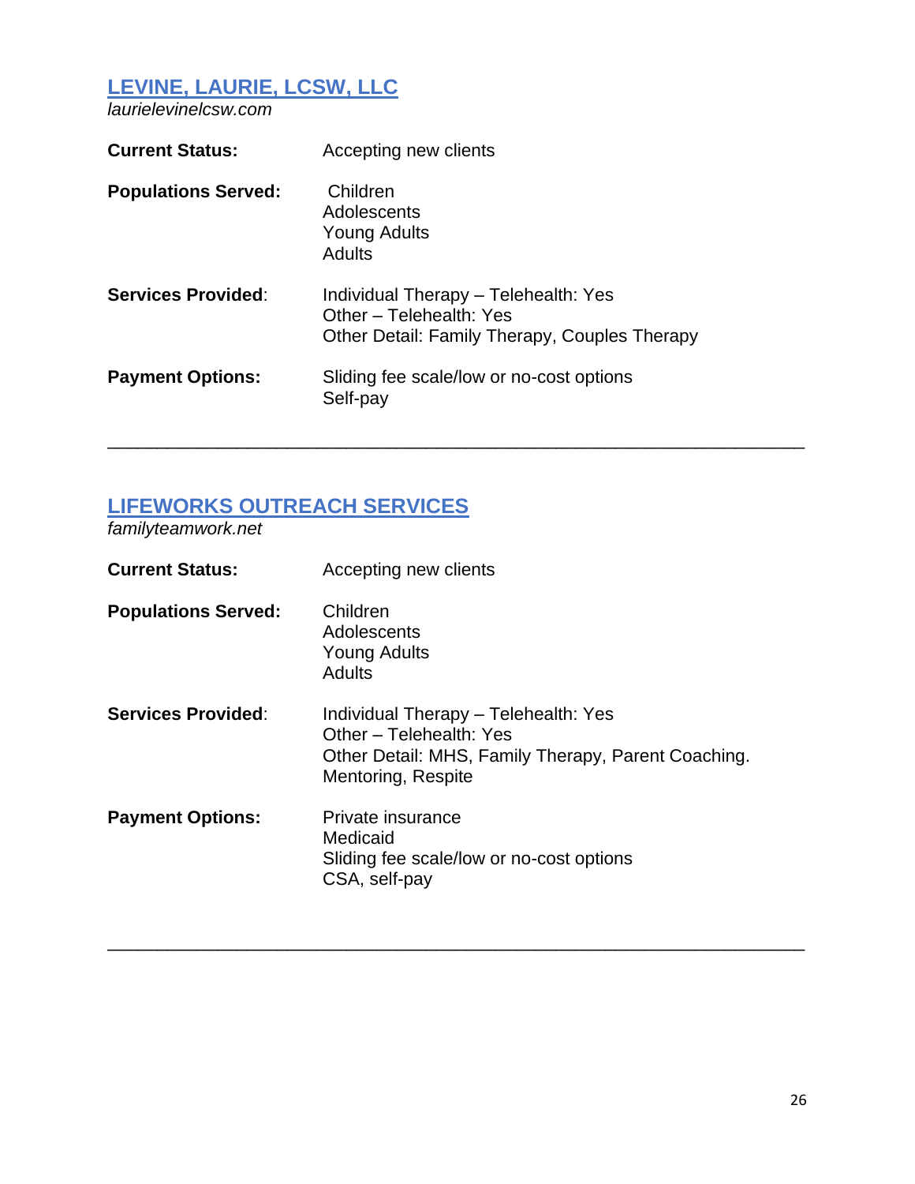## [LEVINE, LAURIE, LCSW, LLC](laurielevinelcsw.com)

*laurielevinelcsw.com*

**Current Status:** Accepting new clients

**Populations Served:**
Children
Adolescents
Young Adults
Adults

**Services Provided:**
Individual Therapy – Telehealth: Yes
Other – Telehealth: Yes
Other Detail: Family Therapy, Couples Therapy

**Payment Options:**
Sliding fee scale/low or no-cost options
Self-pay

---

## [LIFEWORKS OUTREACH SERVICES](familyteamwork.net)

*familyteamwork.net*

**Current Status:** Accepting new clients

**Populations Served:**
Children
Adolescents
Young Adults
Adults

**Services Provided:**
Individual Therapy – Telehealth: Yes
Other – Telehealth: Yes
Other Detail: MHS, Family Therapy, Parent Coaching. Mentoring, Respite

**Payment Options:**
Private insurance
Medicaid
Sliding fee scale/low or no-cost options
CSA, self-pay

---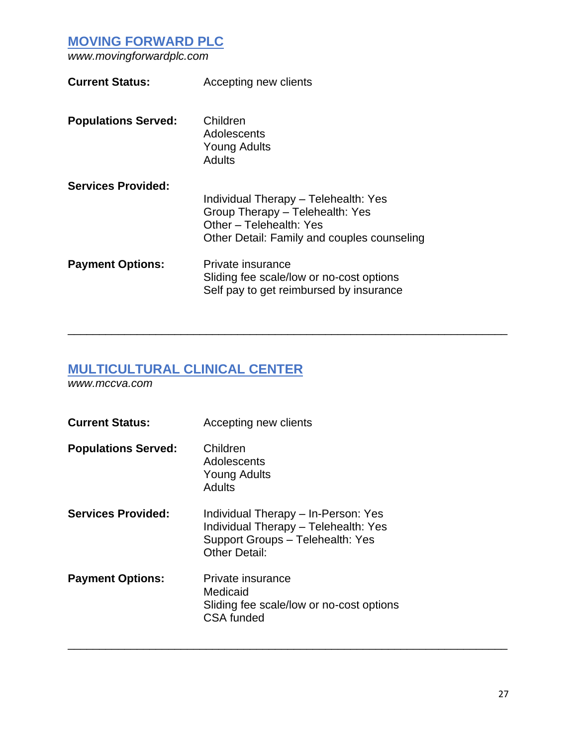## [MOVING FORWARD PLC](http://www.movingforwardplc.com)

*www.movingforwardplc.com*

**Current Status:** Accepting new clients

**Populations Served:**
Children
Adolescents
Young Adults
Adults

**Services Provided:**
Individual Therapy – Telehealth: Yes
Group Therapy – Telehealth: Yes
Other – Telehealth: Yes
Other Detail: Family and couples counseling

**Payment Options:**
Private insurance
Sliding fee scale/low or no-cost options
Self pay to get reimbursed by insurance

---

## [MULTICULTURAL CLINICAL CENTER](http://www.mccva.com)

*www.mccva.com*

**Current Status:** Accepting new clients

**Populations Served:**
Children
Adolescents
Young Adults
Adults

**Services Provided:**
Individual Therapy – In-Person: Yes
Individual Therapy – Telehealth: Yes
Support Groups – Telehealth: Yes
Other Detail:

**Payment Options:**
Private insurance
Medicaid
Sliding fee scale/low or no-cost options
CSA funded

---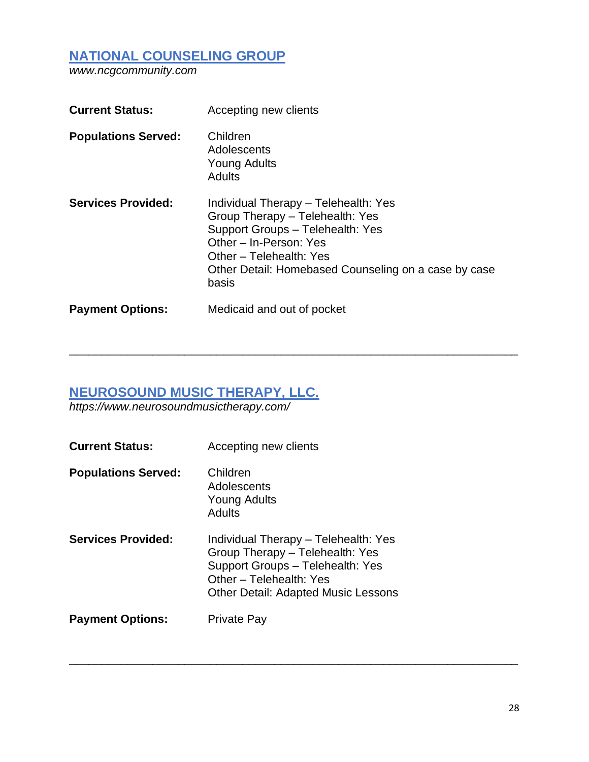## [NATIONAL COUNSELING GROUP]

*www.ncgcommunity.com*

**Current Status:** Accepting new clients

**Populations Served:**
Children
Adolescents
Young Adults
Adults

**Services Provided:**
Individual Therapy – Telehealth: Yes
Group Therapy – Telehealth: Yes
Support Groups – Telehealth: Yes
Other – In-Person: Yes
Other – Telehealth: Yes
Other Detail: Homebased Counseling on a case by case basis

**Payment Options:** Medicaid and out of pocket

---

## [NEUROSOUND MUSIC THERAPY, LLC.]

*https://www.neurosoundmusictherapy.com/*

**Current Status:** Accepting new clients

**Populations Served:**
Children
Adolescents
Young Adults
Adults

**Services Provided:**
Individual Therapy – Telehealth: Yes
Group Therapy – Telehealth: Yes
Support Groups – Telehealth: Yes
Other – Telehealth: Yes
Other Detail: Adapted Music Lessons

**Payment Options:** Private Pay

---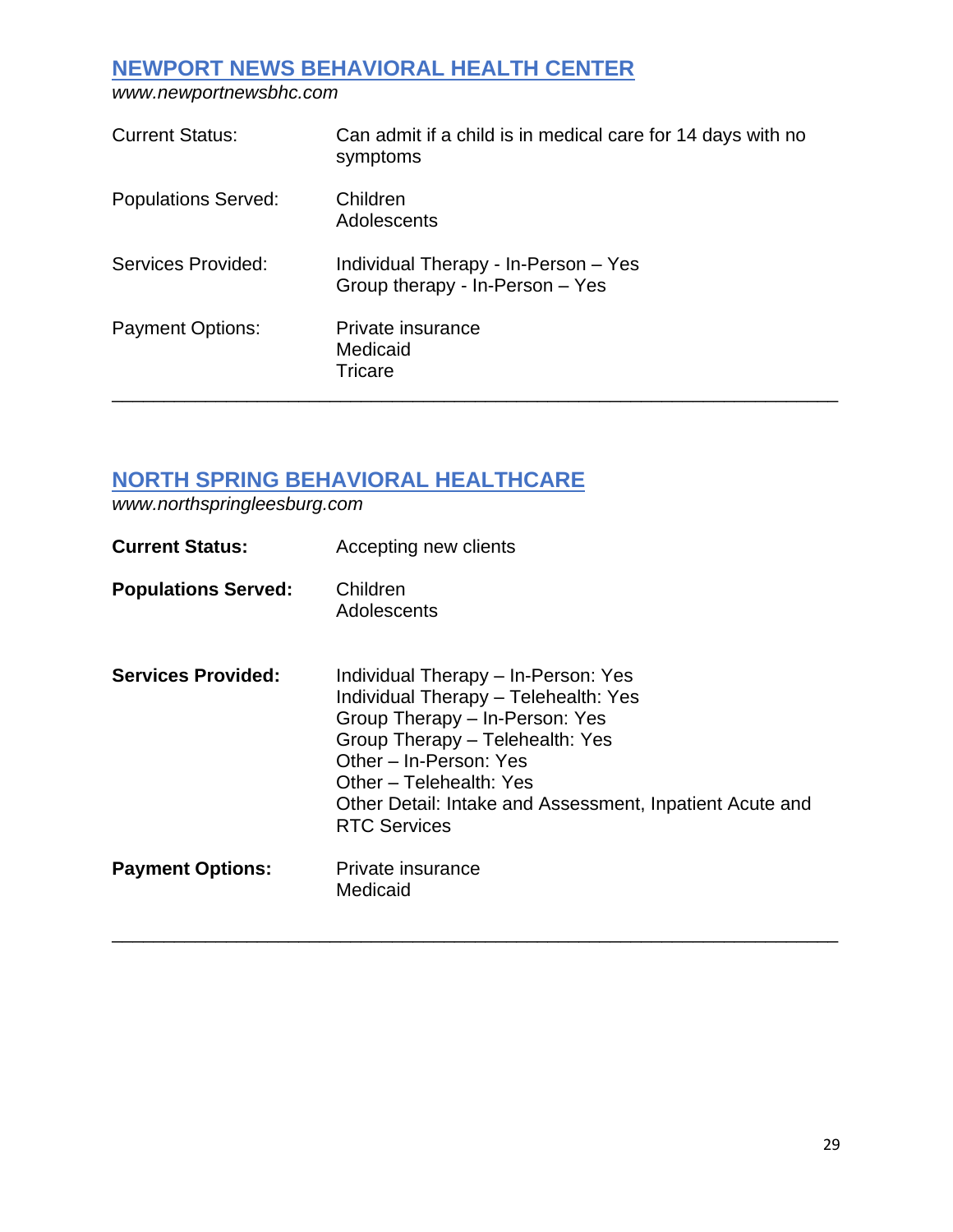## [NEWPORT NEWS BEHAVIORAL HEALTH CENTER](http://www.newportnewsbhc.com)

*www.newportnewsbhc.com*

| | |
|---|---|
| Current Status: | Can admit if a child is in medical care for 14 days with no symptoms |
| Populations Served: | Children<br>Adolescents |
| Services Provided: | Individual Therapy - In-Person – Yes<br>Group therapy - In-Person – Yes |
| Payment Options: | Private insurance<br>Medicaid<br>Tricare |

---

## [NORTH SPRING BEHAVIORAL HEALTHCARE](http://www.northspringleesburg.com)

*www.northspringleesburg.com*

| | |
|---|---|
| **Current Status:** | Accepting new clients |
| **Populations Served:** | Children<br>Adolescents |
| **Services Provided:** | Individual Therapy – In-Person: Yes<br>Individual Therapy – Telehealth: Yes<br>Group Therapy – In-Person: Yes<br>Group Therapy – Telehealth: Yes<br>Other – In-Person: Yes<br>Other – Telehealth: Yes<br>Other Detail: Intake and Assessment, Inpatient Acute and RTC Services |
| **Payment Options:** | Private insurance<br>Medicaid |

---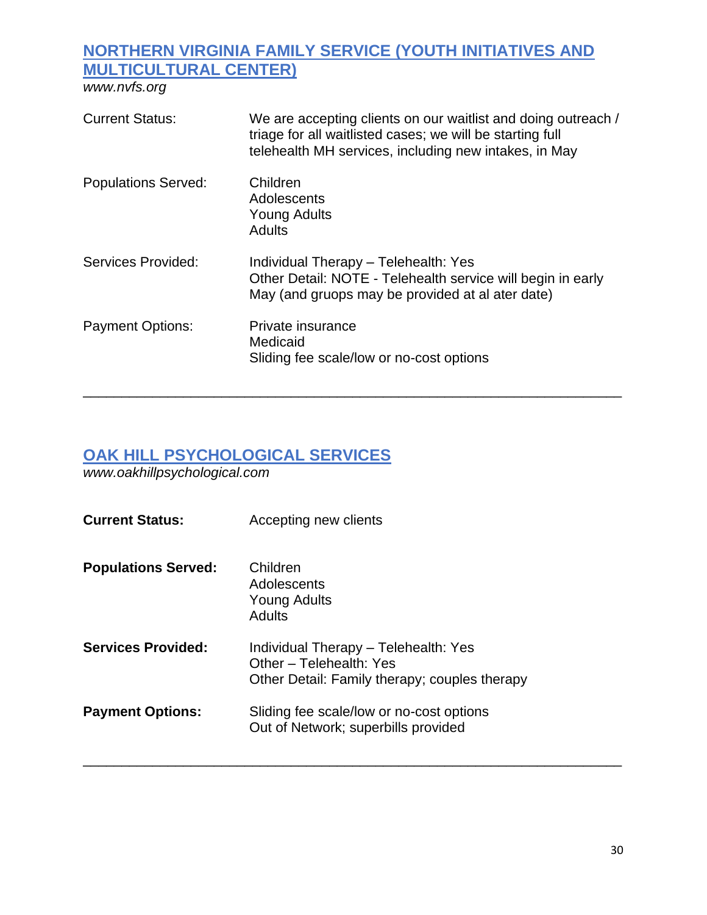## NORTHERN VIRGINIA FAMILY SERVICE (YOUTH INITIATIVES AND MULTICULTURAL CENTER)

*www.nvfs.org*

| | |
|---|---|
| Current Status: | We are accepting clients on our waitlist and doing outreach / triage for all waitlisted cases; we will be starting full telehealth MH services, including new intakes, in May |
| Populations Served: | Children<br>Adolescents<br>Young Adults<br>Adults |
| Services Provided: | Individual Therapy – Telehealth: Yes<br>Other Detail: NOTE - Telehealth service will begin in early May (and gruops may be provided at al ater date) |
| Payment Options: | Private insurance<br>Medicaid<br>Sliding fee scale/low or no-cost options |

---

## OAK HILL PSYCHOLOGICAL SERVICES

*www.oakhillpsychological.com*

| | |
|---|---|
| **Current Status:** | Accepting new clients |
| **Populations Served:** | Children<br>Adolescents<br>Young Adults<br>Adults |
| **Services Provided:** | Individual Therapy – Telehealth: Yes<br>Other – Telehealth: Yes<br>Other Detail: Family therapy; couples therapy |
| **Payment Options:** | Sliding fee scale/low or no-cost options<br>Out of Network; superbills provided |

---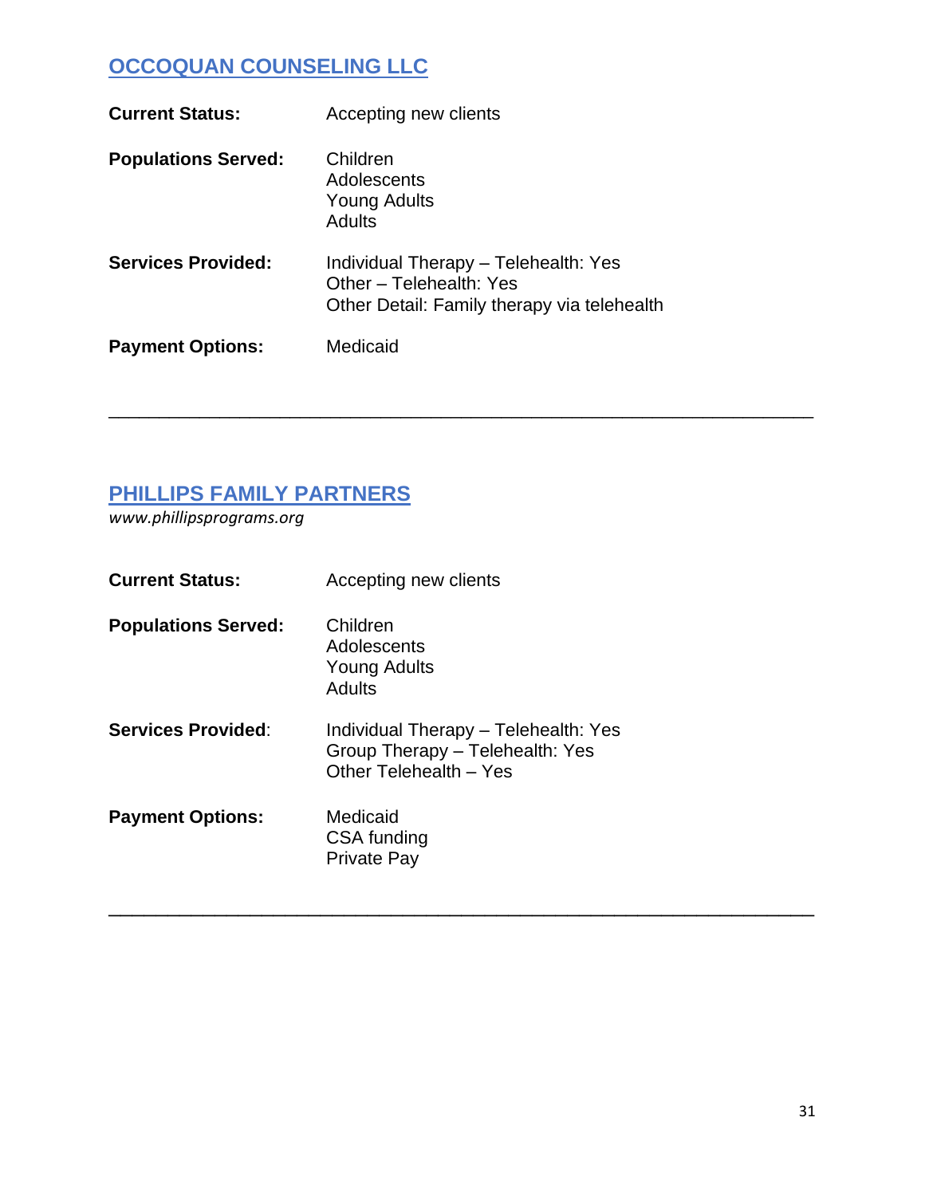## [OCCOQUAN COUNSELING LLC]

**Current Status:** Accepting new clients

**Populations Served:**
Children
Adolescents
Young Adults
Adults

**Services Provided:**
Individual Therapy – Telehealth: Yes
Other – Telehealth: Yes
Other Detail: Family therapy via telehealth

**Payment Options:** Medicaid

---

## [PHILLIPS FAMILY PARTNERS]

*www.phillipsprograms.org*

**Current Status:** Accepting new clients

**Populations Served:**
Children
Adolescents
Young Adults
Adults

**Services Provided**:
Individual Therapy – Telehealth: Yes
Group Therapy – Telehealth: Yes
Other Telehealth – Yes

**Payment Options:**
Medicaid
CSA funding
Private Pay

---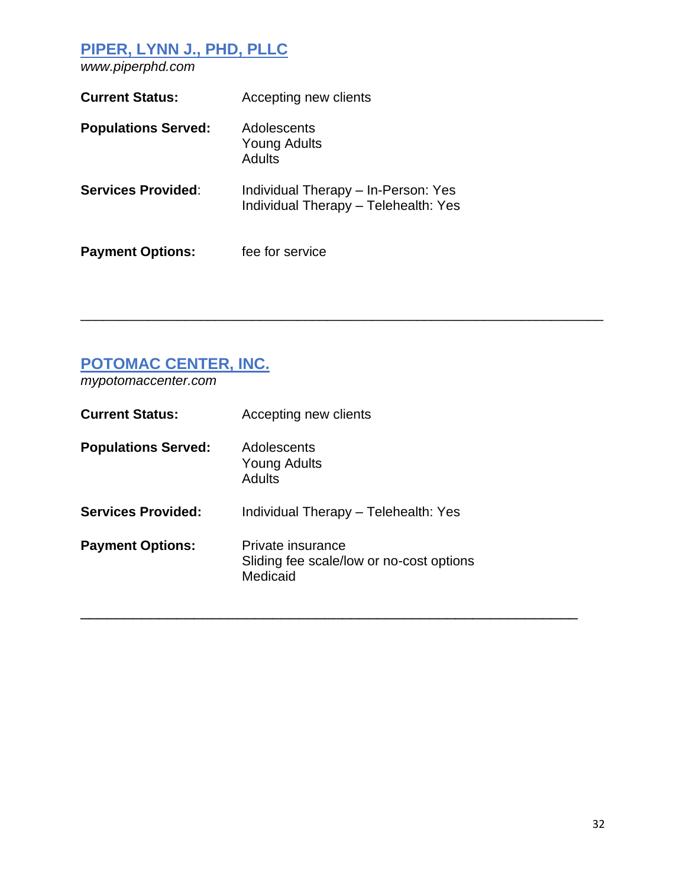## [PIPER, LYNN J., PHD, PLLC](www.piperphd.com)

*www.piperphd.com*

**Current Status:** Accepting new clients

**Populations Served:** Adolescents
Young Adults
Adults

**Services Provided**: Individual Therapy – In-Person: Yes
Individual Therapy – Telehealth: Yes

**Payment Options:** fee for service

---

## [POTOMAC CENTER, INC.](mypotomaccenter.com)

*mypotomaccenter.com*

**Current Status:** Accepting new clients

**Populations Served:** Adolescents
Young Adults
Adults

**Services Provided:** Individual Therapy – Telehealth: Yes

**Payment Options:** Private insurance
Sliding fee scale/low or no-cost options
Medicaid

---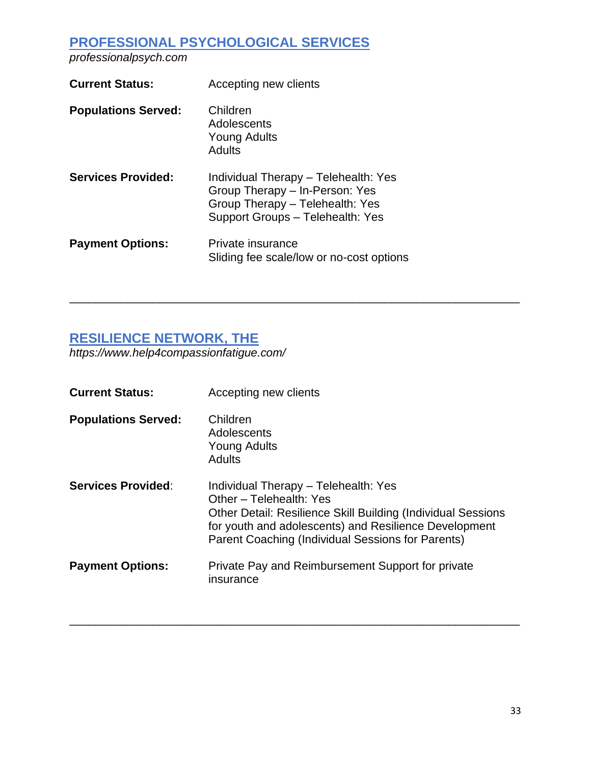## [PROFESSIONAL PSYCHOLOGICAL SERVICES]

*professionalpsych.com*

**Current Status:** Accepting new clients

**Populations Served:**
Children
Adolescents
Young Adults
Adults

**Services Provided:**
Individual Therapy – Telehealth: Yes
Group Therapy – In-Person: Yes
Group Therapy – Telehealth: Yes
Support Groups – Telehealth: Yes

**Payment Options:**
Private insurance
Sliding fee scale/low or no-cost options

---

## [RESILIENCE NETWORK, THE]

*https://www.help4compassionfatigue.com/*

**Current Status:** Accepting new clients

**Populations Served:**
Children
Adolescents
Young Adults
Adults

**Services Provided**:
Individual Therapy – Telehealth: Yes
Other – Telehealth: Yes
Other Detail: Resilience Skill Building (Individual Sessions for youth and adolescents) and Resilience Development Parent Coaching (Individual Sessions for Parents)

**Payment Options:**
Private Pay and Reimbursement Support for private insurance

---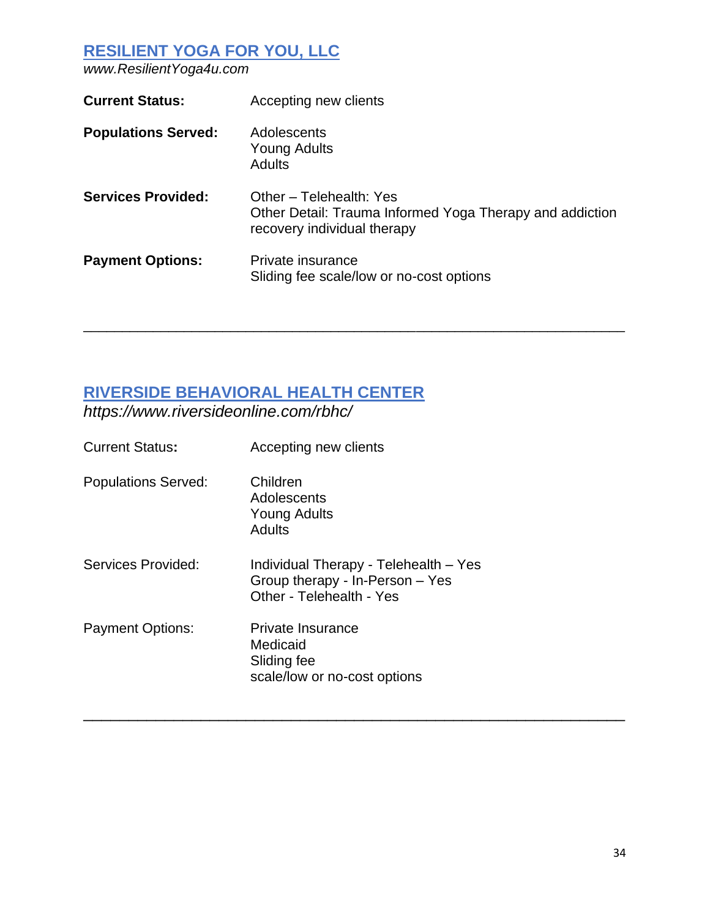## [RESILIENT YOGA FOR YOU, LLC](http://www.ResilientYoga4u.com)

*www.ResilientYoga4u.com*

**Current Status:** Accepting new clients

**Populations Served:**
Adolescents
Young Adults
Adults

**Services Provided:**
Other – Telehealth: Yes
Other Detail: Trauma Informed Yoga Therapy and addiction recovery individual therapy

**Payment Options:**
Private insurance
Sliding fee scale/low or no-cost options

---

## [RIVERSIDE BEHAVIORAL HEALTH CENTER](https://www.riversideonline.com/rbhc/)

*https://www.riversideonline.com/rbhc/*

Current Status**:** Accepting new clients

Populations Served:
Children
Adolescents
Young Adults
Adults

Services Provided:
Individual Therapy - Telehealth – Yes
Group therapy - In-Person – Yes
Other - Telehealth - Yes

Payment Options:
Private Insurance
Medicaid
Sliding fee
scale/low or no-cost options

---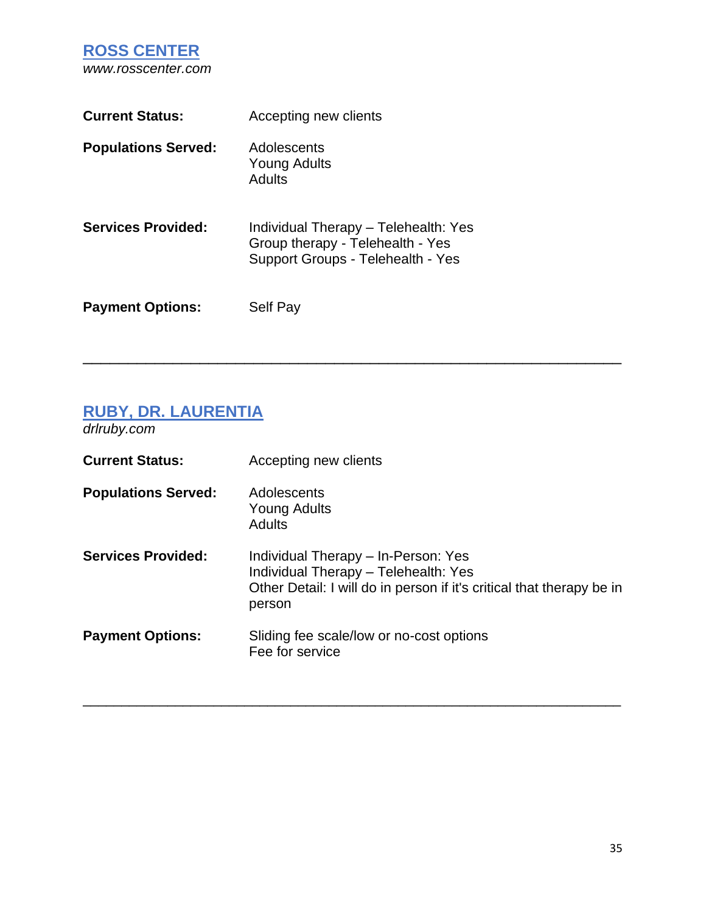## ROSS CENTER

*www.rosscenter.com*

**Current Status:** Accepting new clients

**Populations Served:**
Adolescents
Young Adults
Adults

**Services Provided:**
Individual Therapy – Telehealth: Yes
Group therapy - Telehealth - Yes
Support Groups - Telehealth - Yes

**Payment Options:** Self Pay

---

## RUBY, DR. LAURENTIA

*drlruby.com*

**Current Status:** Accepting new clients

**Populations Served:**
Adolescents
Young Adults
Adults

**Services Provided:**
Individual Therapy – In-Person: Yes
Individual Therapy – Telehealth: Yes
Other Detail: I will do in person if it's critical that therapy be in person

**Payment Options:**
Sliding fee scale/low or no-cost options
Fee for service

---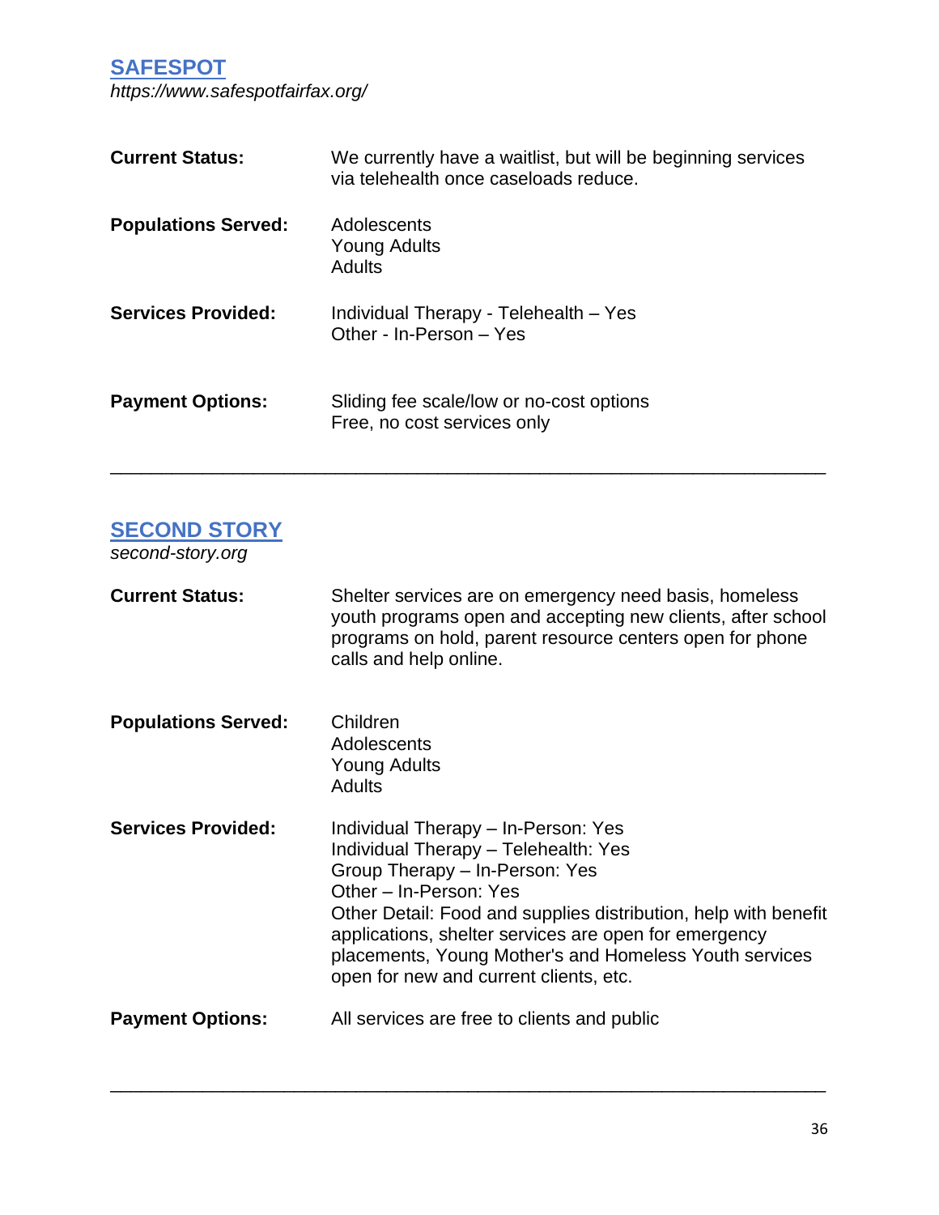## [SAFESPOT](https://www.safespotfairfax.org/)

*https://www.safespotfairfax.org/*

**Current Status:** We currently have a waitlist, but will be beginning services via telehealth once caseloads reduce.

**Populations Served:**
Adolescents
Young Adults
Adults

**Services Provided:**
Individual Therapy - Telehealth – Yes
Other - In-Person – Yes

**Payment Options:**
Sliding fee scale/low or no-cost options
Free, no cost services only

---

## SECOND STORY

*second-story.org*

**Current Status:** Shelter services are on emergency need basis, homeless youth programs open and accepting new clients, after school programs on hold, parent resource centers open for phone calls and help online.

**Populations Served:**
Children
Adolescents
Young Adults
Adults

**Services Provided:**
Individual Therapy – In-Person: Yes
Individual Therapy – Telehealth: Yes
Group Therapy – In-Person: Yes
Other – In-Person: Yes
Other Detail: Food and supplies distribution, help with benefit applications, shelter services are open for emergency placements, Young Mother's and Homeless Youth services open for new and current clients, etc.

**Payment Options:** All services are free to clients and public

---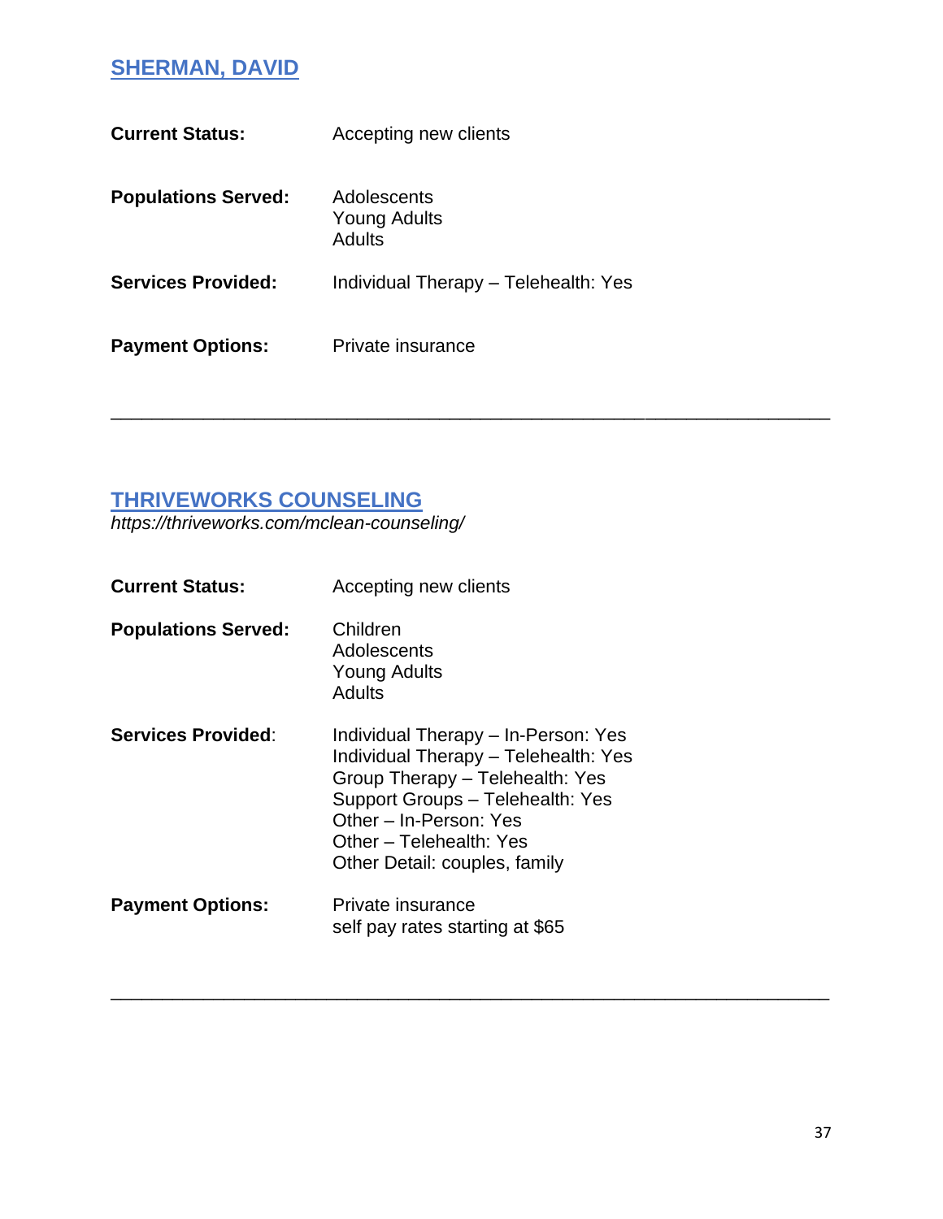## [SHERMAN, DAVID]

**Current Status:** Accepting new clients

**Populations Served:**
Adolescents
Young Adults
Adults

**Services Provided:** Individual Therapy – Telehealth: Yes

**Payment Options:** Private insurance

---

## [THRIVEWORKS COUNSELING]

*https://thriveworks.com/mclean-counseling/*

**Current Status:** Accepting new clients

**Populations Served:**
Children
Adolescents
Young Adults
Adults

**Services Provided**:
Individual Therapy – In-Person: Yes
Individual Therapy – Telehealth: Yes
Group Therapy – Telehealth: Yes
Support Groups – Telehealth: Yes
Other – In-Person: Yes
Other – Telehealth: Yes
Other Detail: couples, family

**Payment Options:**
Private insurance
self pay rates starting at $65

---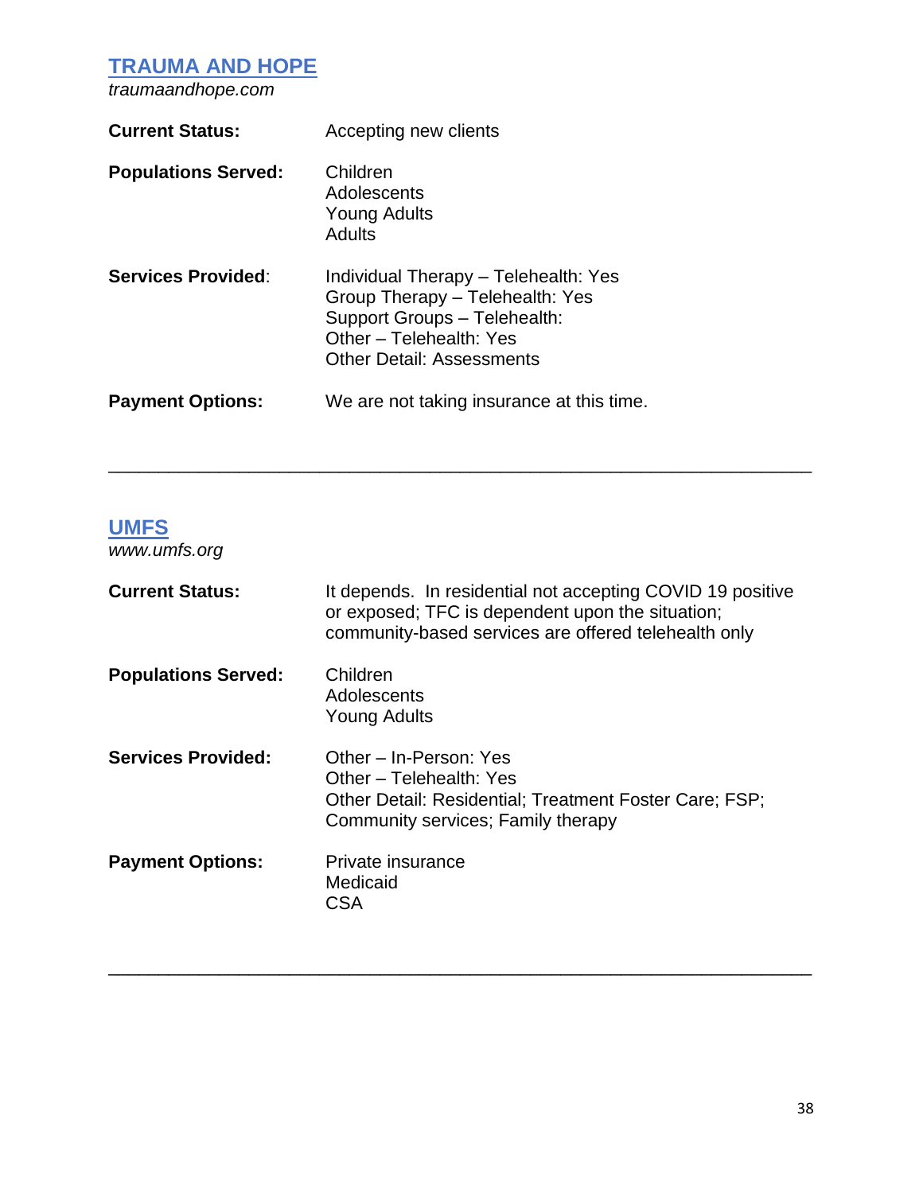## [TRAUMA AND HOPE](traumaandhope.com)

*traumaandhope.com*

**Current Status:** Accepting new clients

**Populations Served:**
Children
Adolescents
Young Adults
Adults

**Services Provided:**
Individual Therapy – Telehealth: Yes
Group Therapy – Telehealth: Yes
Support Groups – Telehealth:
Other – Telehealth: Yes
Other Detail: Assessments

**Payment Options:** We are not taking insurance at this time.

---

## [UMFS](www.umfs.org)

*www.umfs.org*

**Current Status:** It depends. In residential not accepting COVID 19 positive or exposed; TFC is dependent upon the situation; community-based services are offered telehealth only

**Populations Served:**
Children
Adolescents
Young Adults

**Services Provided:**
Other – In-Person: Yes
Other – Telehealth: Yes
Other Detail: Residential; Treatment Foster Care; FSP; Community services; Family therapy

**Payment Options:**
Private insurance
Medicaid
CSA

---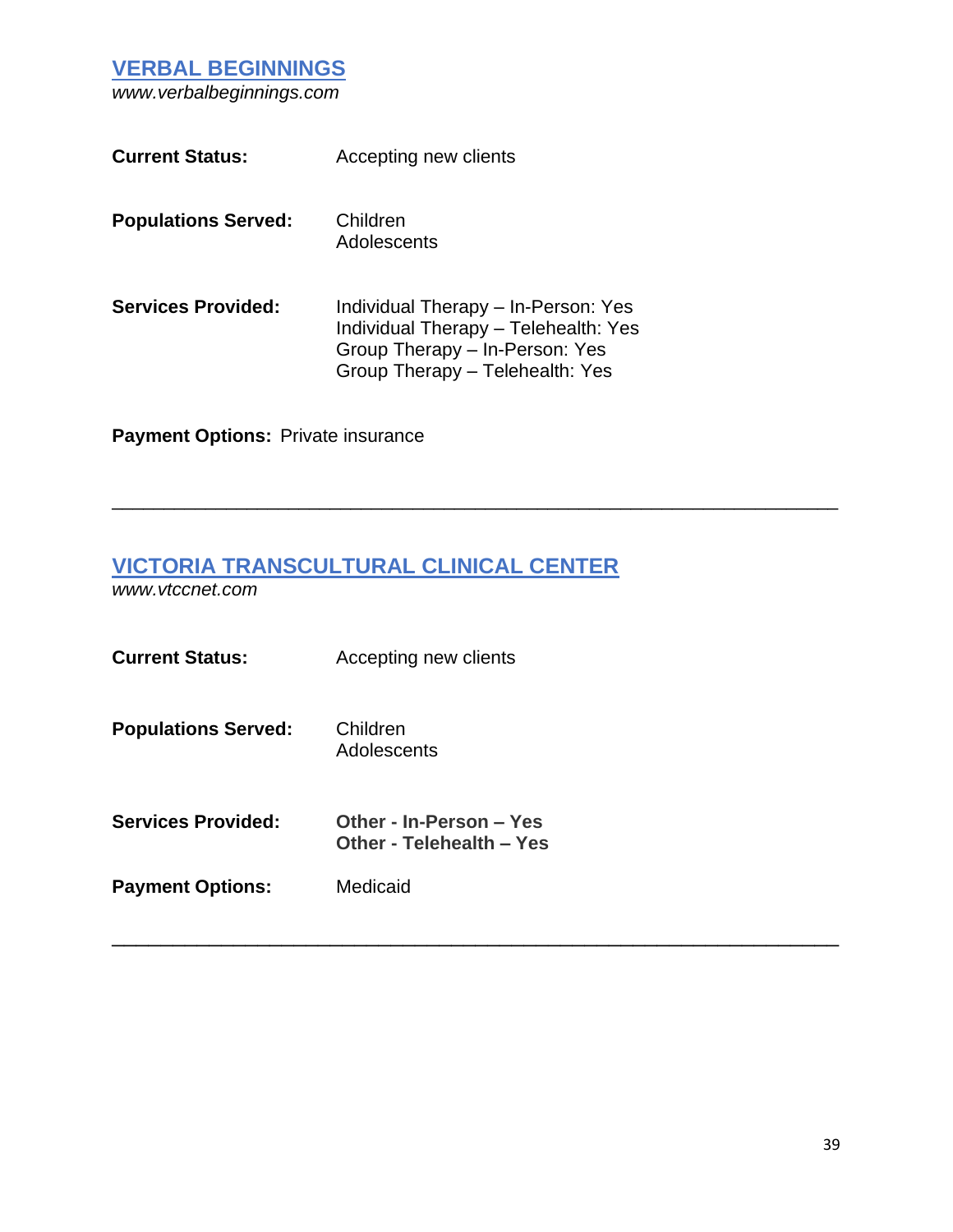## [VERBAL BEGINNINGS](http://www.verbalbeginnings.com)

*www.verbalbeginnings.com*

**Current Status:** Accepting new clients

**Populations Served:**
Children
Adolescents

**Services Provided:**
Individual Therapy – In-Person: Yes
Individual Therapy – Telehealth: Yes
Group Therapy – In-Person: Yes
Group Therapy – Telehealth: Yes

**Payment Options:** Private insurance

---

## [VICTORIA TRANSCULTURAL CLINICAL CENTER](http://www.vtccnet.com)

*www.vtccnet.com*

**Current Status:** Accepting new clients

**Populations Served:**
Children
Adolescents

**Services Provided:**
**Other - In-Person – Yes**
**Other - Telehealth – Yes**

**Payment Options:** Medicaid

---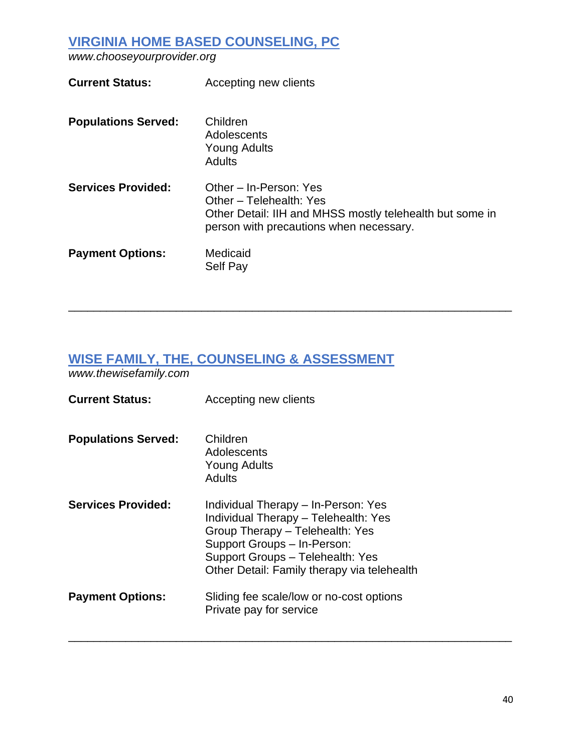## [VIRGINIA HOME BASED COUNSELING, PC](www.chooseyourprovider.org)

*www.chooseyourprovider.org*

**Current Status:** Accepting new clients

**Populations Served:**
Children
Adolescents
Young Adults
Adults

**Services Provided:**
Other – In-Person: Yes
Other – Telehealth: Yes
Other Detail: IIH and MHSS mostly telehealth but some in person with precautions when necessary.

**Payment Options:**
Medicaid
Self Pay

---

## [WISE FAMILY, THE, COUNSELING & ASSESSMENT](www.thewisefamily.com)

*www.thewisefamily.com*

**Current Status:** Accepting new clients

**Populations Served:**
Children
Adolescents
Young Adults
Adults

**Services Provided:**
Individual Therapy – In-Person: Yes
Individual Therapy – Telehealth: Yes
Group Therapy – Telehealth: Yes
Support Groups – In-Person:
Support Groups – Telehealth: Yes
Other Detail: Family therapy via telehealth

**Payment Options:**
Sliding fee scale/low or no-cost options
Private pay for service

---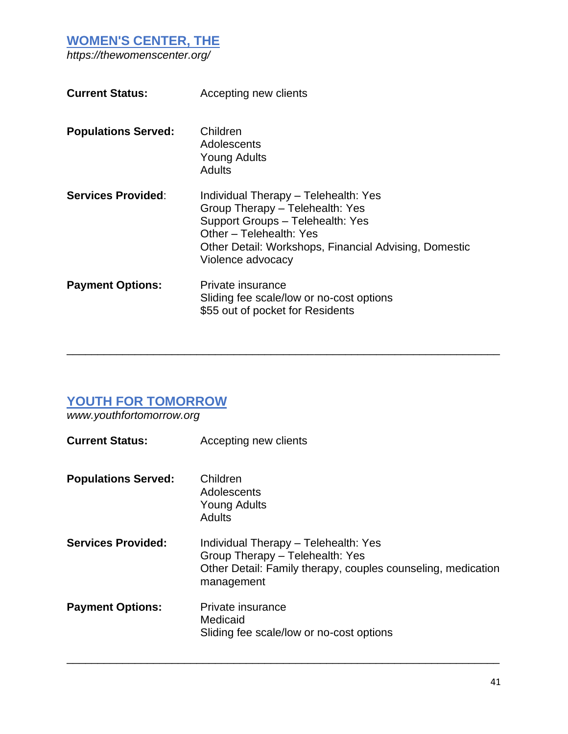## [WOMEN'S CENTER, THE](https://thewomenscenter.org/)

*https://thewomenscenter.org/*

| | |
|---|---|
| **Current Status:** | Accepting new clients |
| **Populations Served:** | Children<br>Adolescents<br>Young Adults<br>Adults |
| **Services Provided**: | Individual Therapy – Telehealth: Yes<br>Group Therapy – Telehealth: Yes<br>Support Groups – Telehealth: Yes<br>Other – Telehealth: Yes<br>Other Detail: Workshops, Financial Advising, Domestic Violence advocacy |
| **Payment Options:** | Private insurance<br>Sliding fee scale/low or no-cost options<br>$55 out of pocket for Residents |

---

## [YOUTH FOR TOMORROW](http://www.youthfortomorrow.org)

*www.youthfortomorrow.org*

| | |
|---|---|
| **Current Status:** | Accepting new clients |
| **Populations Served:** | Children<br>Adolescents<br>Young Adults<br>Adults |
| **Services Provided:** | Individual Therapy – Telehealth: Yes<br>Group Therapy – Telehealth: Yes<br>Other Detail: Family therapy, couples counseling, medication management |
| **Payment Options:** | Private insurance<br>Medicaid<br>Sliding fee scale/low or no-cost options |

---